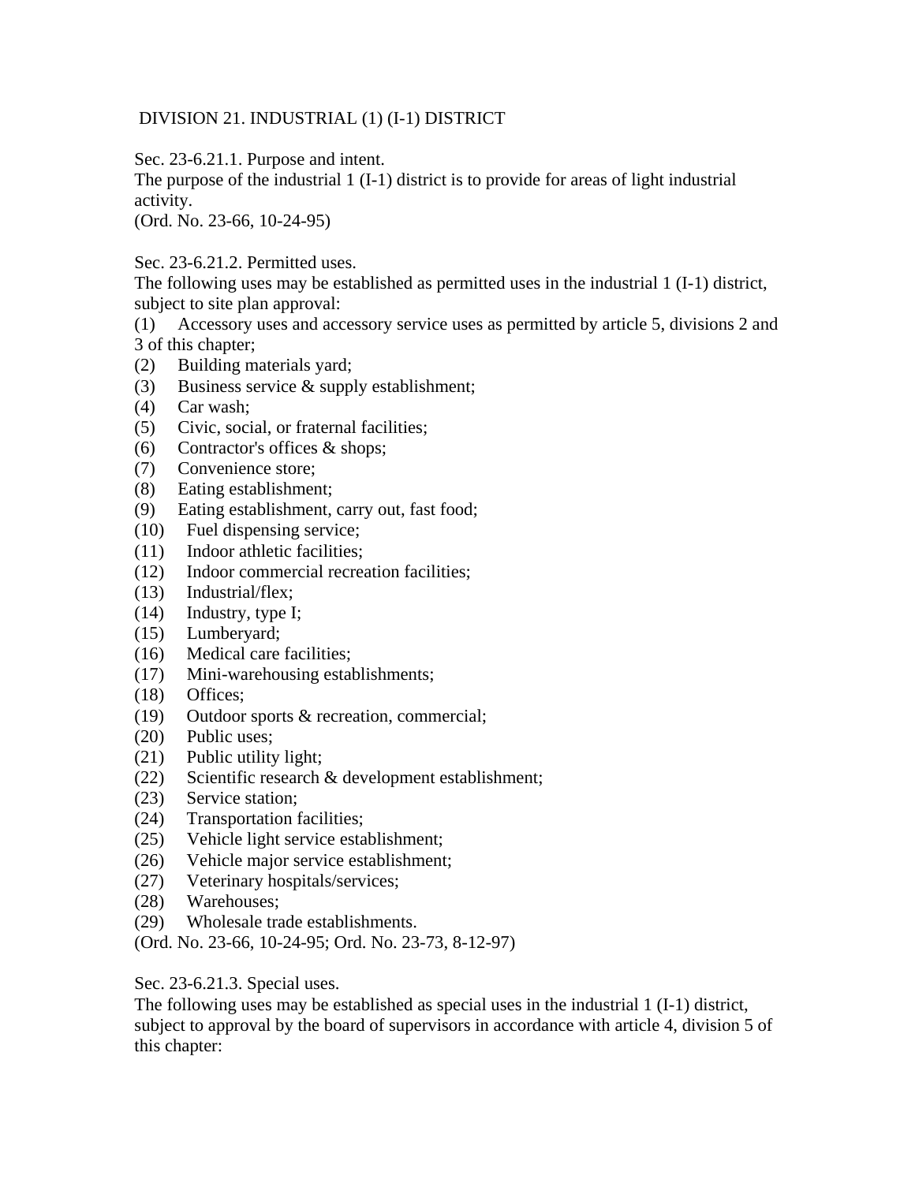# DIVISION 21. INDUSTRIAL (1) (I-1) DISTRICT

## Sec. 23-6.21.1. Purpose and intent.

The purpose of the industrial 1 (I-1) district is to provide for areas of light industrial activity.

(Ord. No. 23-66, 10-24-95)

## Sec. 23-6.21.2. Permitted uses.

The following uses may be established as permitted uses in the industrial 1 (I-1) district, subject to site plan approval:

(1) Accessory uses and accessory service uses as permitted by article 5, divisions 2 and 3 of this chapter;
(2) Building materials yard;
(3) Business service & supply establishment;
(4) Car wash;
(5) Civic, social, or fraternal facilities;
(6) Contractor's offices & shops;
(7) Convenience store;
(8) Eating establishment;
(9) Eating establishment, carry out, fast food;
(10) Fuel dispensing service;
(11) Indoor athletic facilities;
(12) Indoor commercial recreation facilities;
(13) Industrial/flex;
(14) Industry, type I;
(15) Lumberyard;
(16) Medical care facilities;
(17) Mini-warehousing establishments;
(18) Offices;
(19) Outdoor sports & recreation, commercial;
(20) Public uses;
(21) Public utility light;
(22) Scientific research & development establishment;
(23) Service station;
(24) Transportation facilities;
(25) Vehicle light service establishment;
(26) Vehicle major service establishment;
(27) Veterinary hospitals/services;
(28) Warehouses;
(29) Wholesale trade establishments.

(Ord. No. 23-66, 10-24-95; Ord. No. 23-73, 8-12-97)

## Sec. 23-6.21.3. Special uses.

The following uses may be established as special uses in the industrial 1 (I-1) district, subject to approval by the board of supervisors in accordance with article 4, division 5 of this chapter: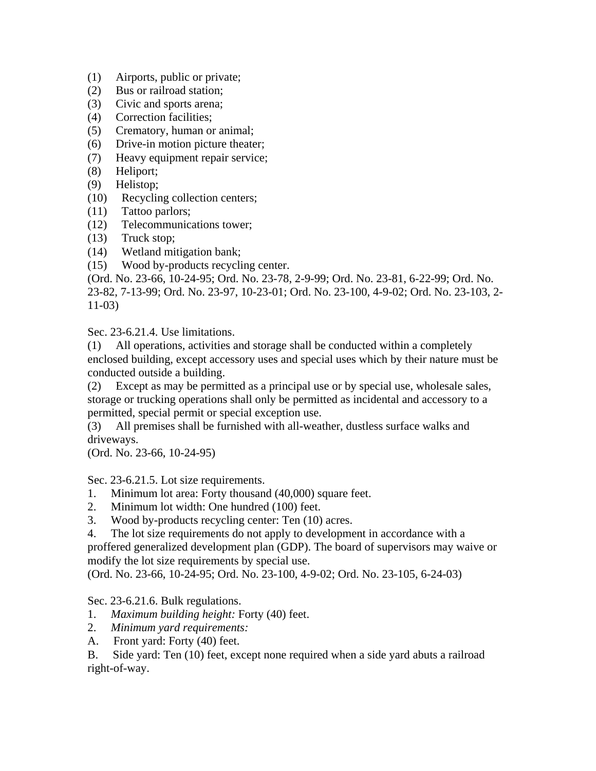(1) Airports, public or private;
(2) Bus or railroad station;
(3) Civic and sports arena;
(4) Correction facilities;
(5) Crematory, human or animal;
(6) Drive-in motion picture theater;
(7) Heavy equipment repair service;
(8) Heliport;
(9) Helistop;
(10) Recycling collection centers;
(11) Tattoo parlors;
(12) Telecommunications tower;
(13) Truck stop;
(14) Wetland mitigation bank;
(15) Wood by-products recycling center.

(Ord. No. 23-66, 10-24-95; Ord. No. 23-78, 2-9-99; Ord. No. 23-81, 6-22-99; Ord. No. 23-82, 7-13-99; Ord. No. 23-97, 10-23-01; Ord. No. 23-100, 4-9-02; Ord. No. 23-103, 2-11-03)

Sec. 23-6.21.4. Use limitations.

(1) All operations, activities and storage shall be conducted within a completely enclosed building, except accessory uses and special uses which by their nature must be conducted outside a building.

(2) Except as may be permitted as a principal use or by special use, wholesale sales, storage or trucking operations shall only be permitted as incidental and accessory to a permitted, special permit or special exception use.

(3) All premises shall be furnished with all-weather, dustless surface walks and driveways.

(Ord. No. 23-66, 10-24-95)

Sec. 23-6.21.5. Lot size requirements.

1. Minimum lot area: Forty thousand (40,000) square feet.
2. Minimum lot width: One hundred (100) feet.
3. Wood by-products recycling center: Ten (10) acres.
4. The lot size requirements do not apply to development in accordance with a proffered generalized development plan (GDP). The board of supervisors may waive or modify the lot size requirements by special use.

(Ord. No. 23-66, 10-24-95; Ord. No. 23-100, 4-9-02; Ord. No. 23-105, 6-24-03)

Sec. 23-6.21.6. Bulk regulations.

1. *Maximum building height:* Forty (40) feet.
2. *Minimum yard requirements:*

A. Front yard: Forty (40) feet.

B. Side yard: Ten (10) feet, except none required when a side yard abuts a railroad right-of-way.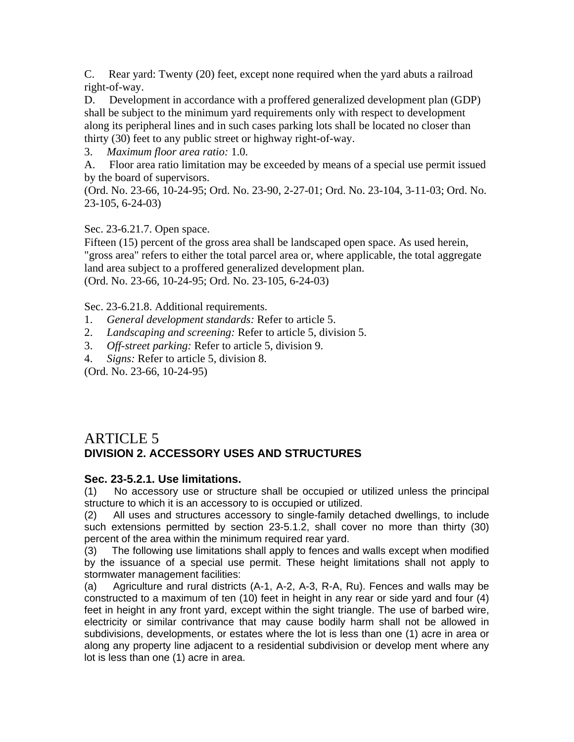C. Rear yard: Twenty (20) feet, except none required when the yard abuts a railroad right-of-way.

D. Development in accordance with a proffered generalized development plan (GDP) shall be subject to the minimum yard requirements only with respect to development along its peripheral lines and in such cases parking lots shall be located no closer than thirty (30) feet to any public street or highway right-of-way.

3. *Maximum floor area ratio:* 1.0.

A. Floor area ratio limitation may be exceeded by means of a special use permit issued by the board of supervisors.

(Ord. No. 23-66, 10-24-95; Ord. No. 23-90, 2-27-01; Ord. No. 23-104, 3-11-03; Ord. No. 23-105, 6-24-03)

Sec. 23-6.21.7. Open space.

Fifteen (15) percent of the gross area shall be landscaped open space. As used herein, "gross area" refers to either the total parcel area or, where applicable, the total aggregate land area subject to a proffered generalized development plan.

(Ord. No. 23-66, 10-24-95; Ord. No. 23-105, 6-24-03)

Sec. 23-6.21.8. Additional requirements.

1. *General development standards:* Refer to article 5.
2. *Landscaping and screening:* Refer to article 5, division 5.
3. *Off-street parking:* Refer to article 5, division 9.
4. *Signs:* Refer to article 5, division 8.

(Ord. No. 23-66, 10-24-95)

# ARTICLE 5

## DIVISION 2. ACCESSORY USES AND STRUCTURES

### Sec. 23-5.2.1. Use limitations.

(1) No accessory use or structure shall be occupied or utilized unless the principal structure to which it is an accessory to is occupied or utilized.

(2) All uses and structures accessory to single-family detached dwellings, to include such extensions permitted by section 23-5.1.2, shall cover no more than thirty (30) percent of the area within the minimum required rear yard.

(3) The following use limitations shall apply to fences and walls except when modified by the issuance of a special use permit. These height limitations shall not apply to stormwater management facilities:

(a) Agriculture and rural districts (A-1, A-2, A-3, R-A, Ru). Fences and walls may be constructed to a maximum of ten (10) feet in height in any rear or side yard and four (4) feet in height in any front yard, except within the sight triangle. The use of barbed wire, electricity or similar contrivance that may cause bodily harm shall not be allowed in subdivisions, developments, or estates where the lot is less than one (1) acre in area or along any property line adjacent to a residential subdivision or develop ment where any lot is less than one (1) acre in area.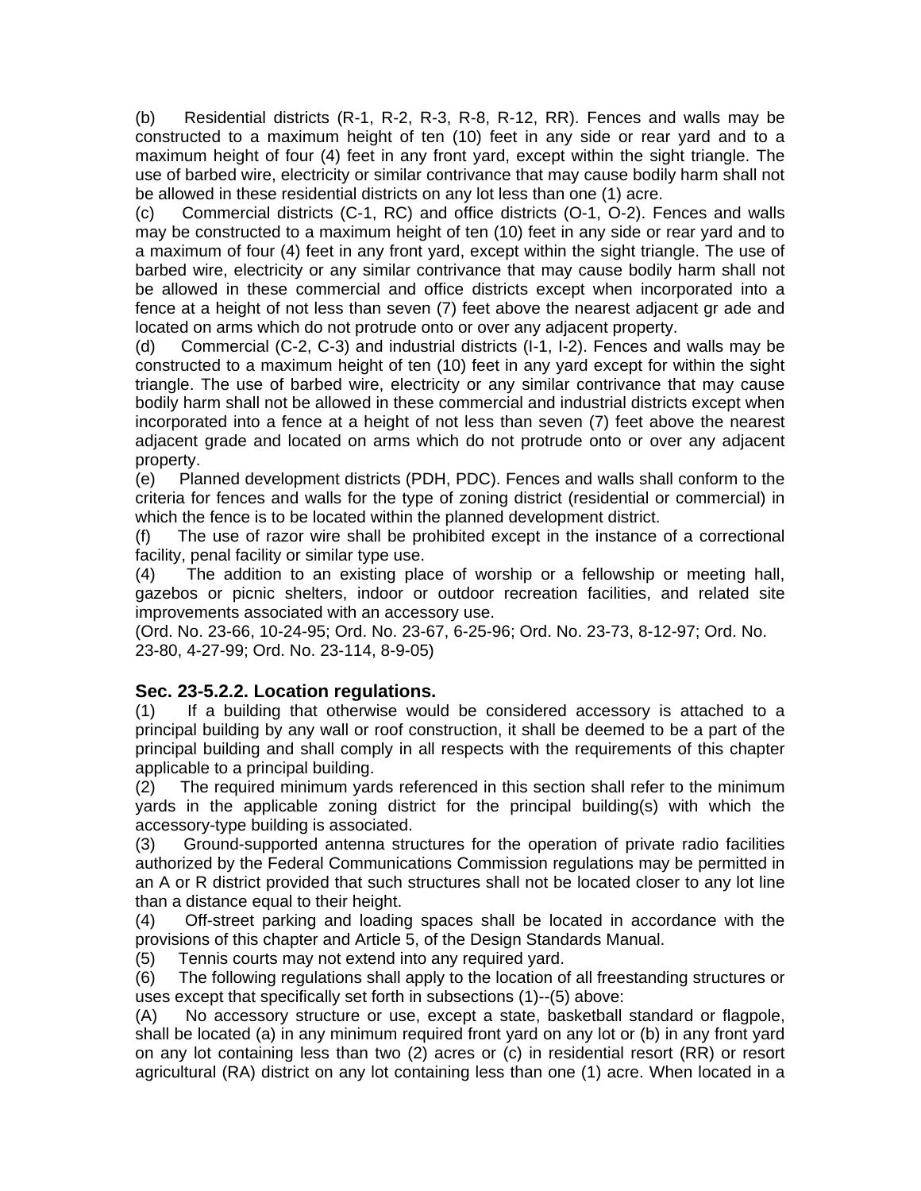(b) Residential districts (R-1, R-2, R-3, R-8, R-12, RR). Fences and walls may be constructed to a maximum height of ten (10) feet in any side or rear yard and to a maximum height of four (4) feet in any front yard, except within the sight triangle. The use of barbed wire, electricity or similar contrivance that may cause bodily harm shall not be allowed in these residential districts on any lot less than one (1) acre.

(c) Commercial districts (C-1, RC) and office districts (O-1, O-2). Fences and walls may be constructed to a maximum height of ten (10) feet in any side or rear yard and to a maximum of four (4) feet in any front yard, except within the sight triangle. The use of barbed wire, electricity or any similar contrivance that may cause bodily harm shall not be allowed in these commercial and office districts except when incorporated into a fence at a height of not less than seven (7) feet above the nearest adjacent gr ade and located on arms which do not protrude onto or over any adjacent property.

(d) Commercial (C-2, C-3) and industrial districts (I-1, I-2). Fences and walls may be constructed to a maximum height of ten (10) feet in any yard except for within the sight triangle. The use of barbed wire, electricity or any similar contrivance that may cause bodily harm shall not be allowed in these commercial and industrial districts except when incorporated into a fence at a height of not less than seven (7) feet above the nearest adjacent grade and located on arms which do not protrude onto or over any adjacent property.

(e) Planned development districts (PDH, PDC). Fences and walls shall conform to the criteria for fences and walls for the type of zoning district (residential or commercial) in which the fence is to be located within the planned development district.

(f) The use of razor wire shall be prohibited except in the instance of a correctional facility, penal facility or similar type use.

(4) The addition to an existing place of worship or a fellowship or meeting hall, gazebos or picnic shelters, indoor or outdoor recreation facilities, and related site improvements associated with an accessory use.

(Ord. No. 23-66, 10-24-95; Ord. No. 23-67, 6-25-96; Ord. No. 23-73, 8-12-97; Ord. No. 23-80, 4-27-99; Ord. No. 23-114, 8-9-05)

### Sec. 23-5.2.2. Location regulations.

(1) If a building that otherwise would be considered accessory is attached to a principal building by any wall or roof construction, it shall be deemed to be a part of the principal building and shall comply in all respects with the requirements of this chapter applicable to a principal building.

(2) The required minimum yards referenced in this section shall refer to the minimum yards in the applicable zoning district for the principal building(s) with which the accessory-type building is associated.

(3) Ground-supported antenna structures for the operation of private radio facilities authorized by the Federal Communications Commission regulations may be permitted in an A or R district provided that such structures shall not be located closer to any lot line than a distance equal to their height.

(4) Off-street parking and loading spaces shall be located in accordance with the provisions of this chapter and Article 5, of the Design Standards Manual.

(5) Tennis courts may not extend into any required yard.

(6) The following regulations shall apply to the location of all freestanding structures or uses except that specifically set forth in subsections (1)--(5) above:

(A) No accessory structure or use, except a state, basketball standard or flagpole, shall be located (a) in any minimum required front yard on any lot or (b) in any front yard on any lot containing less than two (2) acres or (c) in residential resort (RR) or resort agricultural (RA) district on any lot containing less than one (1) acre. When located in a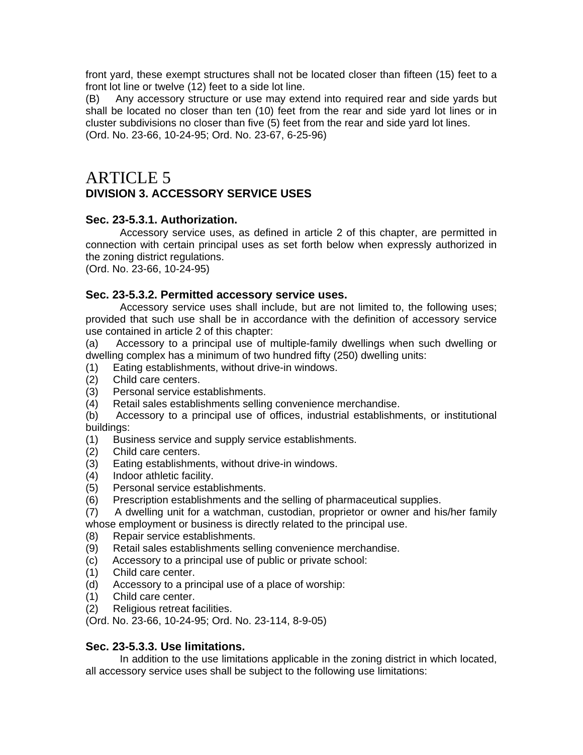front yard, these exempt structures shall not be located closer than fifteen (15) feet to a front lot line or twelve (12) feet to a side lot line.

(B) Any accessory structure or use may extend into required rear and side yards but shall be located no closer than ten (10) feet from the rear and side yard lot lines or in cluster subdivisions no closer than five (5) feet from the rear and side yard lot lines.

(Ord. No. 23-66, 10-24-95; Ord. No. 23-67, 6-25-96)

# ARTICLE 5

## DIVISION 3. ACCESSORY SERVICE USES

### Sec. 23-5.3.1. Authorization.

Accessory service uses, as defined in article 2 of this chapter, are permitted in connection with certain principal uses as set forth below when expressly authorized in the zoning district regulations.

(Ord. No. 23-66, 10-24-95)

### Sec. 23-5.3.2. Permitted accessory service uses.

Accessory service uses shall include, but are not limited to, the following uses; provided that such use shall be in accordance with the definition of accessory service use contained in article 2 of this chapter:

(a) Accessory to a principal use of multiple-family dwellings when such dwelling or dwelling complex has a minimum of two hundred fifty (250) dwelling units:

(1) Eating establishments, without drive-in windows.

(2) Child care centers.

(3) Personal service establishments.

(4) Retail sales establishments selling convenience merchandise.

(b) Accessory to a principal use of offices, industrial establishments, or institutional buildings:

(1) Business service and supply service establishments.

(2) Child care centers.

(3) Eating establishments, without drive-in windows.

(4) Indoor athletic facility.

(5) Personal service establishments.

(6) Prescription establishments and the selling of pharmaceutical supplies.

(7) A dwelling unit for a watchman, custodian, proprietor or owner and his/her family whose employment or business is directly related to the principal use.

(8) Repair service establishments.

(9) Retail sales establishments selling convenience merchandise.

(c) Accessory to a principal use of public or private school:

(1) Child care center.

(d) Accessory to a principal use of a place of worship:

(1) Child care center.

(2) Religious retreat facilities.

(Ord. No. 23-66, 10-24-95; Ord. No. 23-114, 8-9-05)

### Sec. 23-5.3.3. Use limitations.

In addition to the use limitations applicable in the zoning district in which located, all accessory service uses shall be subject to the following use limitations: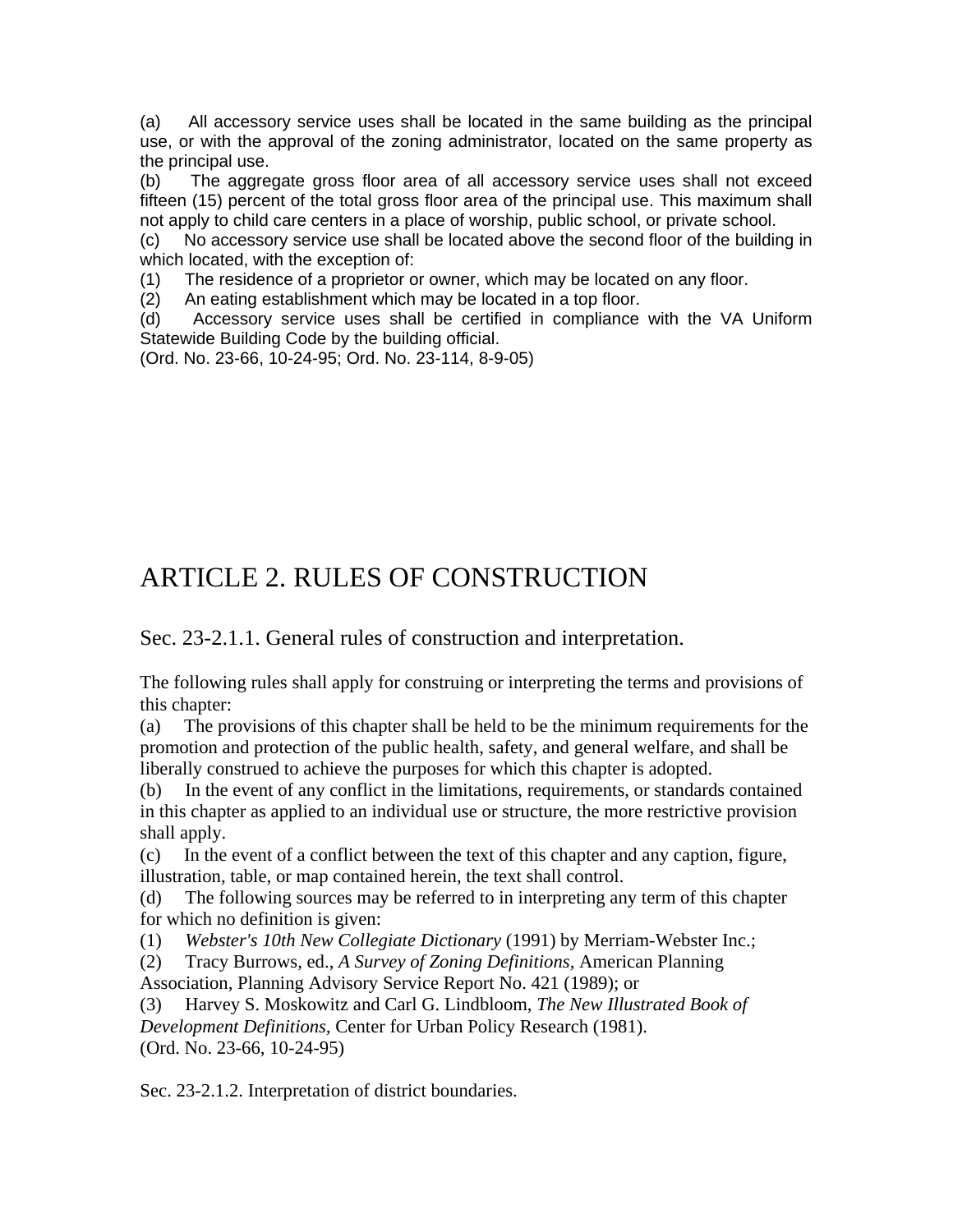(a) All accessory service uses shall be located in the same building as the principal use, or with the approval of the zoning administrator, located on the same property as the principal use.

(b) The aggregate gross floor area of all accessory service uses shall not exceed fifteen (15) percent of the total gross floor area of the principal use. This maximum shall not apply to child care centers in a place of worship, public school, or private school.

(c) No accessory service use shall be located above the second floor of the building in which located, with the exception of:

(1) The residence of a proprietor or owner, which may be located on any floor.

(2) An eating establishment which may be located in a top floor.

(d) Accessory service uses shall be certified in compliance with the VA Uniform Statewide Building Code by the building official.

(Ord. No. 23-66, 10-24-95; Ord. No. 23-114, 8-9-05)

# ARTICLE 2. RULES OF CONSTRUCTION

## Sec. 23-2.1.1. General rules of construction and interpretation.

The following rules shall apply for construing or interpreting the terms and provisions of this chapter:

(a) The provisions of this chapter shall be held to be the minimum requirements for the promotion and protection of the public health, safety, and general welfare, and shall be liberally construed to achieve the purposes for which this chapter is adopted.

(b) In the event of any conflict in the limitations, requirements, or standards contained in this chapter as applied to an individual use or structure, the more restrictive provision shall apply.

(c) In the event of a conflict between the text of this chapter and any caption, figure, illustration, table, or map contained herein, the text shall control.

(d) The following sources may be referred to in interpreting any term of this chapter for which no definition is given:

(1) *Webster's 10th New Collegiate Dictionary* (1991) by Merriam-Webster Inc.;

(2) Tracy Burrows, ed., *A Survey of Zoning Definitions*, American Planning Association, Planning Advisory Service Report No. 421 (1989); or

(3) Harvey S. Moskowitz and Carl G. Lindbloom, *The New Illustrated Book of Development Definitions*, Center for Urban Policy Research (1981).

(Ord. No. 23-66, 10-24-95)

Sec. 23-2.1.2. Interpretation of district boundaries.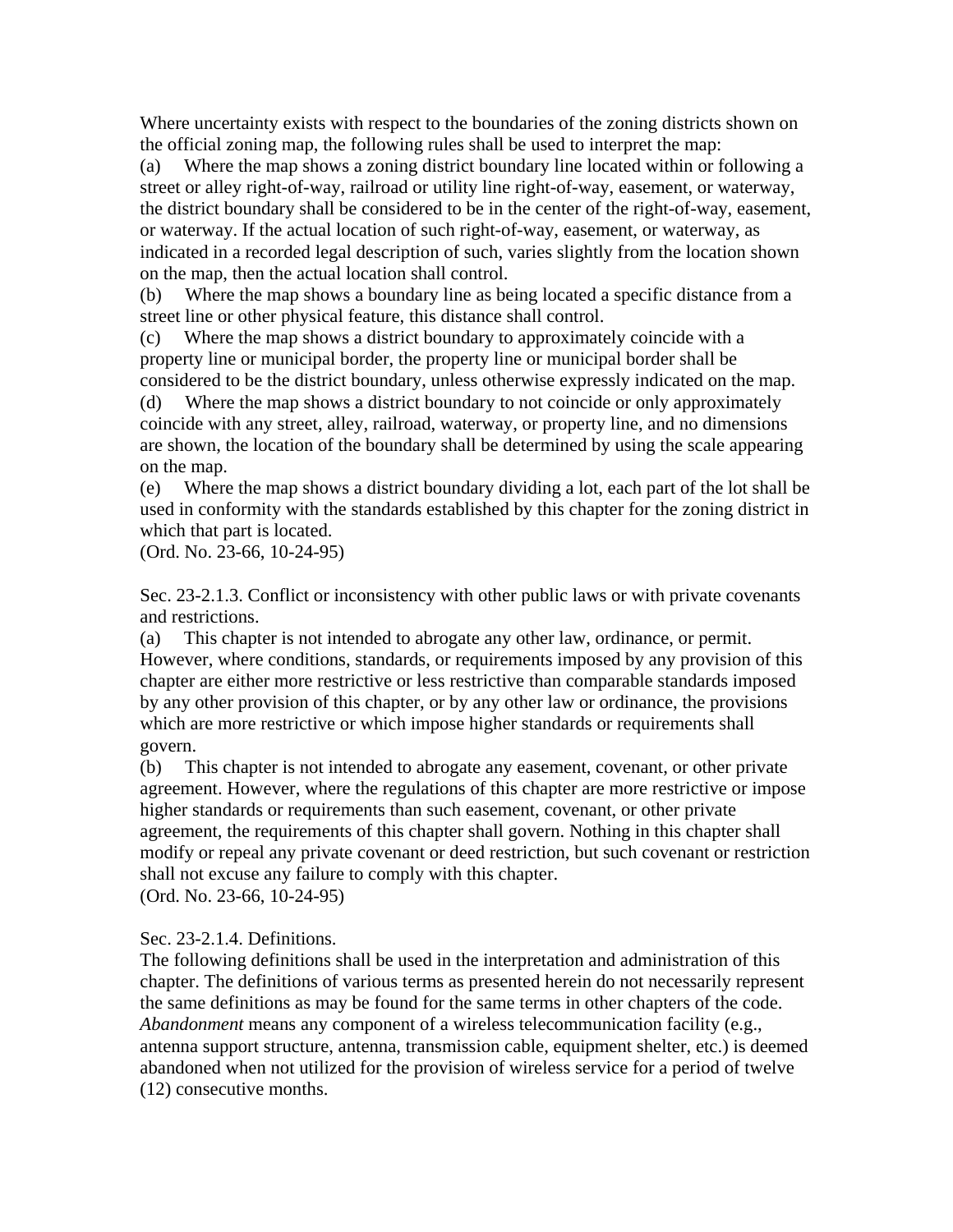Where uncertainty exists with respect to the boundaries of the zoning districts shown on the official zoning map, the following rules shall be used to interpret the map:

(a) Where the map shows a zoning district boundary line located within or following a street or alley right-of-way, railroad or utility line right-of-way, easement, or waterway, the district boundary shall be considered to be in the center of the right-of-way, easement, or waterway. If the actual location of such right-of-way, easement, or waterway, as indicated in a recorded legal description of such, varies slightly from the location shown on the map, then the actual location shall control.

(b) Where the map shows a boundary line as being located a specific distance from a street line or other physical feature, this distance shall control.

(c) Where the map shows a district boundary to approximately coincide with a property line or municipal border, the property line or municipal border shall be considered to be the district boundary, unless otherwise expressly indicated on the map.

(d) Where the map shows a district boundary to not coincide or only approximately coincide with any street, alley, railroad, waterway, or property line, and no dimensions are shown, the location of the boundary shall be determined by using the scale appearing on the map.

(e) Where the map shows a district boundary dividing a lot, each part of the lot shall be used in conformity with the standards established by this chapter for the zoning district in which that part is located.

(Ord. No. 23-66, 10-24-95)

Sec. 23-2.1.3. Conflict or inconsistency with other public laws or with private covenants and restrictions.

(a) This chapter is not intended to abrogate any other law, ordinance, or permit. However, where conditions, standards, or requirements imposed by any provision of this chapter are either more restrictive or less restrictive than comparable standards imposed by any other provision of this chapter, or by any other law or ordinance, the provisions which are more restrictive or which impose higher standards or requirements shall govern.

(b) This chapter is not intended to abrogate any easement, covenant, or other private agreement. However, where the regulations of this chapter are more restrictive or impose higher standards or requirements than such easement, covenant, or other private agreement, the requirements of this chapter shall govern. Nothing in this chapter shall modify or repeal any private covenant or deed restriction, but such covenant or restriction shall not excuse any failure to comply with this chapter.

(Ord. No. 23-66, 10-24-95)

Sec. 23-2.1.4. Definitions.

The following definitions shall be used in the interpretation and administration of this chapter. The definitions of various terms as presented herein do not necessarily represent the same definitions as may be found for the same terms in other chapters of the code.

*Abandonment* means any component of a wireless telecommunication facility (e.g., antenna support structure, antenna, transmission cable, equipment shelter, etc.) is deemed abandoned when not utilized for the provision of wireless service for a period of twelve (12) consecutive months.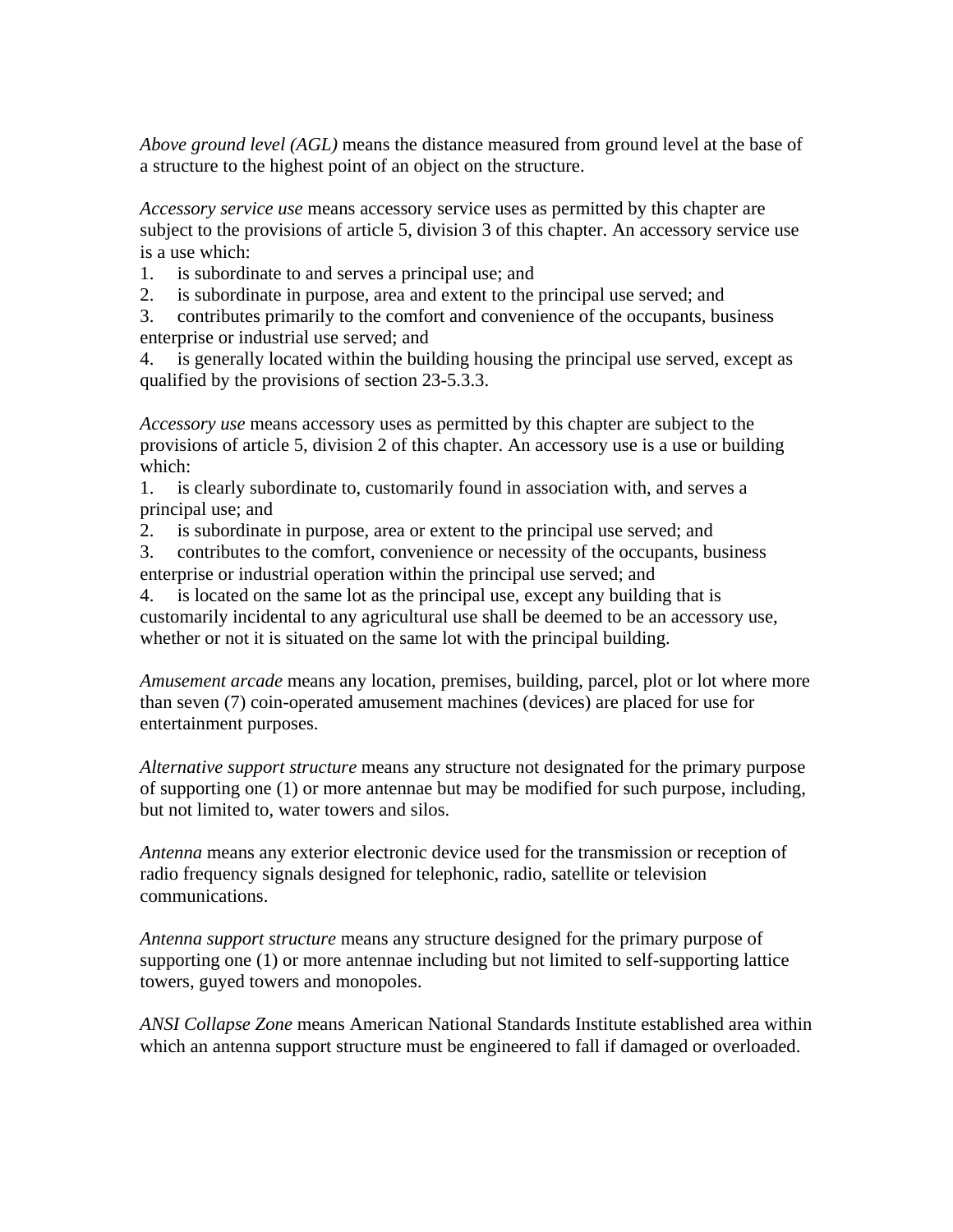*Above ground level (AGL)* means the distance measured from ground level at the base of a structure to the highest point of an object on the structure.

*Accessory service use* means accessory service uses as permitted by this chapter are subject to the provisions of article 5, division 3 of this chapter. An accessory service use is a use which:

1. is subordinate to and serves a principal use; and
2. is subordinate in purpose, area and extent to the principal use served; and
3. contributes primarily to the comfort and convenience of the occupants, business enterprise or industrial use served; and
4. is generally located within the building housing the principal use served, except as qualified by the provisions of section 23-5.3.3.

*Accessory use* means accessory uses as permitted by this chapter are subject to the provisions of article 5, division 2 of this chapter. An accessory use is a use or building which:

1. is clearly subordinate to, customarily found in association with, and serves a principal use; and
2. is subordinate in purpose, area or extent to the principal use served; and
3. contributes to the comfort, convenience or necessity of the occupants, business enterprise or industrial operation within the principal use served; and
4. is located on the same lot as the principal use, except any building that is customarily incidental to any agricultural use shall be deemed to be an accessory use, whether or not it is situated on the same lot with the principal building.

*Amusement arcade* means any location, premises, building, parcel, plot or lot where more than seven (7) coin-operated amusement machines (devices) are placed for use for entertainment purposes.

*Alternative support structure* means any structure not designated for the primary purpose of supporting one (1) or more antennae but may be modified for such purpose, including, but not limited to, water towers and silos.

*Antenna* means any exterior electronic device used for the transmission or reception of radio frequency signals designed for telephonic, radio, satellite or television communications.

*Antenna support structure* means any structure designed for the primary purpose of supporting one (1) or more antennae including but not limited to self-supporting lattice towers, guyed towers and monopoles.

*ANSI Collapse Zone* means American National Standards Institute established area within which an antenna support structure must be engineered to fall if damaged or overloaded.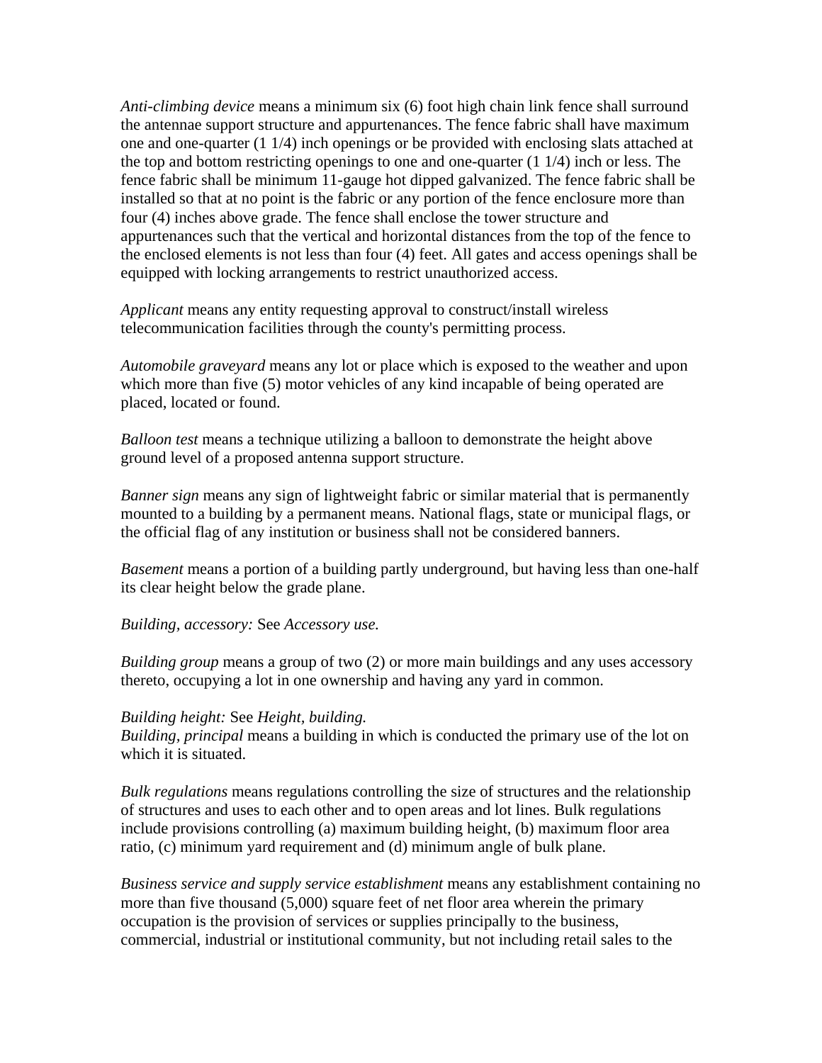*Anti-climbing device* means a minimum six (6) foot high chain link fence shall surround the antennae support structure and appurtenances. The fence fabric shall have maximum one and one-quarter (1 1/4) inch openings or be provided with enclosing slats attached at the top and bottom restricting openings to one and one-quarter (1 1/4) inch or less. The fence fabric shall be minimum 11-gauge hot dipped galvanized. The fence fabric shall be installed so that at no point is the fabric or any portion of the fence enclosure more than four (4) inches above grade. The fence shall enclose the tower structure and appurtenances such that the vertical and horizontal distances from the top of the fence to the enclosed elements is not less than four (4) feet. All gates and access openings shall be equipped with locking arrangements to restrict unauthorized access.

*Applicant* means any entity requesting approval to construct/install wireless telecommunication facilities through the county's permitting process.

*Automobile graveyard* means any lot or place which is exposed to the weather and upon which more than five (5) motor vehicles of any kind incapable of being operated are placed, located or found.

*Balloon test* means a technique utilizing a balloon to demonstrate the height above ground level of a proposed antenna support structure.

*Banner sign* means any sign of lightweight fabric or similar material that is permanently mounted to a building by a permanent means. National flags, state or municipal flags, or the official flag of any institution or business shall not be considered banners.

*Basement* means a portion of a building partly underground, but having less than one-half its clear height below the grade plane.

*Building, accessory:* See *Accessory use.*

*Building group* means a group of two (2) or more main buildings and any uses accessory thereto, occupying a lot in one ownership and having any yard in common.

*Building height:* See *Height, building.*
*Building, principal* means a building in which is conducted the primary use of the lot on which it is situated.

*Bulk regulations* means regulations controlling the size of structures and the relationship of structures and uses to each other and to open areas and lot lines. Bulk regulations include provisions controlling (a) maximum building height, (b) maximum floor area ratio, (c) minimum yard requirement and (d) minimum angle of bulk plane.

*Business service and supply service establishment* means any establishment containing no more than five thousand (5,000) square feet of net floor area wherein the primary occupation is the provision of services or supplies principally to the business, commercial, industrial or institutional community, but not including retail sales to the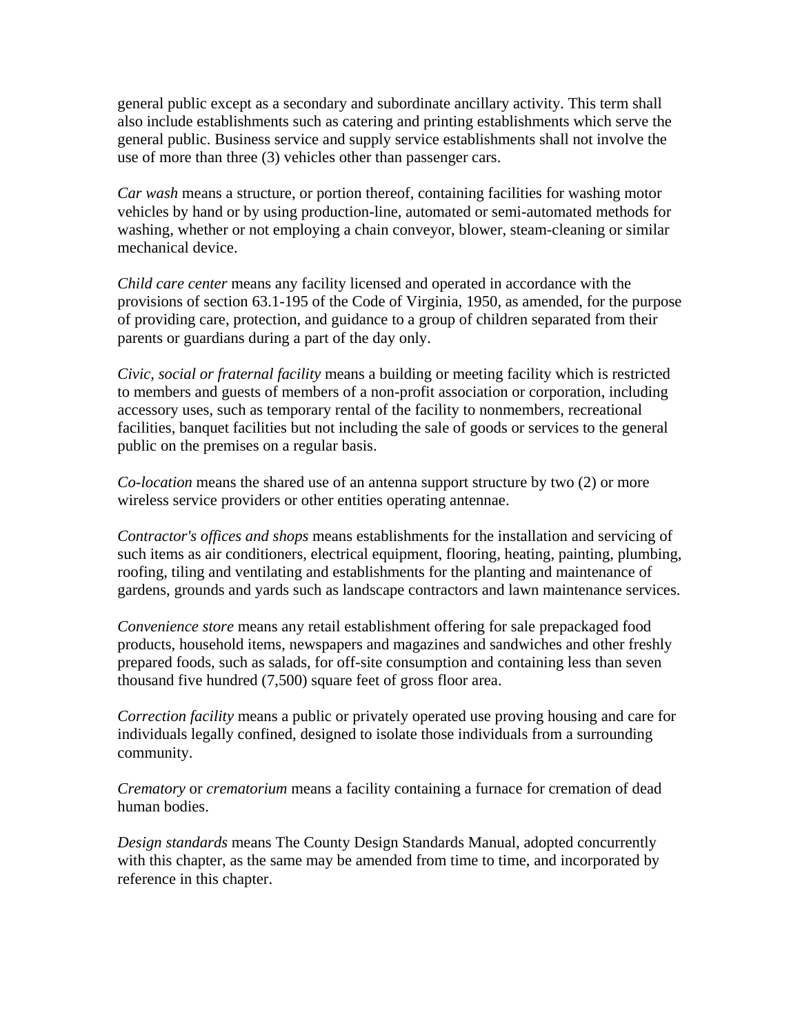general public except as a secondary and subordinate ancillary activity. This term shall also include establishments such as catering and printing establishments which serve the general public. Business service and supply service establishments shall not involve the use of more than three (3) vehicles other than passenger cars.

*Car wash* means a structure, or portion thereof, containing facilities for washing motor vehicles by hand or by using production-line, automated or semi-automated methods for washing, whether or not employing a chain conveyor, blower, steam-cleaning or similar mechanical device.

*Child care center* means any facility licensed and operated in accordance with the provisions of section 63.1-195 of the Code of Virginia, 1950, as amended, for the purpose of providing care, protection, and guidance to a group of children separated from their parents or guardians during a part of the day only.

*Civic, social or fraternal facility* means a building or meeting facility which is restricted to members and guests of members of a non-profit association or corporation, including accessory uses, such as temporary rental of the facility to nonmembers, recreational facilities, banquet facilities but not including the sale of goods or services to the general public on the premises on a regular basis.

*Co-location* means the shared use of an antenna support structure by two (2) or more wireless service providers or other entities operating antennae.

*Contractor's offices and shops* means establishments for the installation and servicing of such items as air conditioners, electrical equipment, flooring, heating, painting, plumbing, roofing, tiling and ventilating and establishments for the planting and maintenance of gardens, grounds and yards such as landscape contractors and lawn maintenance services.

*Convenience store* means any retail establishment offering for sale prepackaged food products, household items, newspapers and magazines and sandwiches and other freshly prepared foods, such as salads, for off-site consumption and containing less than seven thousand five hundred (7,500) square feet of gross floor area.

*Correction facility* means a public or privately operated use proving housing and care for individuals legally confined, designed to isolate those individuals from a surrounding community.

*Crematory* or *crematorium* means a facility containing a furnace for cremation of dead human bodies.

*Design standards* means The County Design Standards Manual, adopted concurrently with this chapter, as the same may be amended from time to time, and incorporated by reference in this chapter.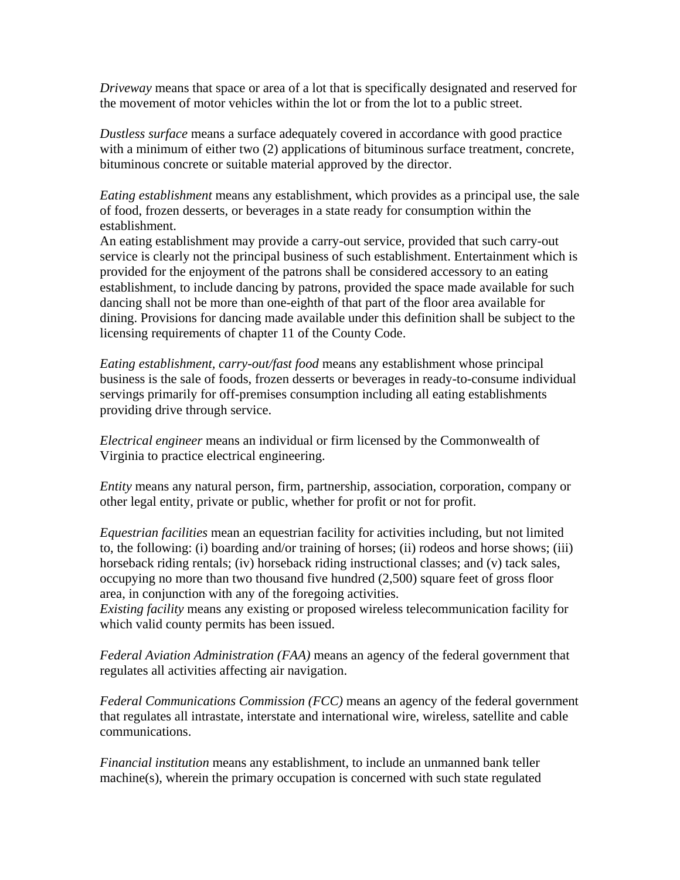*Driveway* means that space or area of a lot that is specifically designated and reserved for the movement of motor vehicles within the lot or from the lot to a public street.

*Dustless surface* means a surface adequately covered in accordance with good practice with a minimum of either two (2) applications of bituminous surface treatment, concrete, bituminous concrete or suitable material approved by the director.

*Eating establishment* means any establishment, which provides as a principal use, the sale of food, frozen desserts, or beverages in a state ready for consumption within the establishment.
An eating establishment may provide a carry-out service, provided that such carry-out service is clearly not the principal business of such establishment. Entertainment which is provided for the enjoyment of the patrons shall be considered accessory to an eating establishment, to include dancing by patrons, provided the space made available for such dancing shall not be more than one-eighth of that part of the floor area available for dining. Provisions for dancing made available under this definition shall be subject to the licensing requirements of chapter 11 of the County Code.

*Eating establishment, carry-out/fast food* means any establishment whose principal business is the sale of foods, frozen desserts or beverages in ready-to-consume individual servings primarily for off-premises consumption including all eating establishments providing drive through service.

*Electrical engineer* means an individual or firm licensed by the Commonwealth of Virginia to practice electrical engineering.

*Entity* means any natural person, firm, partnership, association, corporation, company or other legal entity, private or public, whether for profit or not for profit.

*Equestrian facilities* mean an equestrian facility for activities including, but not limited to, the following: (i) boarding and/or training of horses; (ii) rodeos and horse shows; (iii) horseback riding rentals; (iv) horseback riding instructional classes; and (v) tack sales, occupying no more than two thousand five hundred (2,500) square feet of gross floor area, in conjunction with any of the foregoing activities.
*Existing facility* means any existing or proposed wireless telecommunication facility for which valid county permits has been issued.

*Federal Aviation Administration (FAA)* means an agency of the federal government that regulates all activities affecting air navigation.

*Federal Communications Commission (FCC)* means an agency of the federal government that regulates all intrastate, interstate and international wire, wireless, satellite and cable communications.

*Financial institution* means any establishment, to include an unmanned bank teller machine(s), wherein the primary occupation is concerned with such state regulated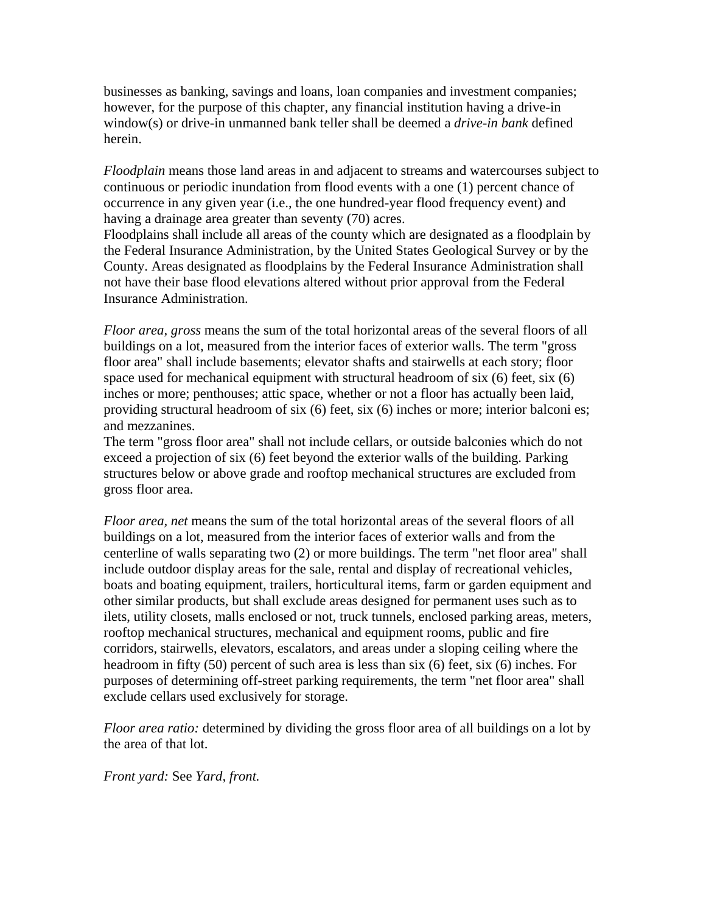businesses as banking, savings and loans, loan companies and investment companies; however, for the purpose of this chapter, any financial institution having a drive-in window(s) or drive-in unmanned bank teller shall be deemed a *drive-in bank* defined herein.

*Floodplain* means those land areas in and adjacent to streams and watercourses subject to continuous or periodic inundation from flood events with a one (1) percent chance of occurrence in any given year (i.e., the one hundred-year flood frequency event) and having a drainage area greater than seventy (70) acres.
Floodplains shall include all areas of the county which are designated as a floodplain by the Federal Insurance Administration, by the United States Geological Survey or by the County. Areas designated as floodplains by the Federal Insurance Administration shall not have their base flood elevations altered without prior approval from the Federal Insurance Administration.

*Floor area, gross* means the sum of the total horizontal areas of the several floors of all buildings on a lot, measured from the interior faces of exterior walls. The term "gross floor area" shall include basements; elevator shafts and stairwells at each story; floor space used for mechanical equipment with structural headroom of six (6) feet, six (6) inches or more; penthouses; attic space, whether or not a floor has actually been laid, providing structural headroom of six (6) feet, six (6) inches or more; interior balconi es; and mezzanines.
The term "gross floor area" shall not include cellars, or outside balconies which do not exceed a projection of six (6) feet beyond the exterior walls of the building. Parking structures below or above grade and rooftop mechanical structures are excluded from gross floor area.

*Floor area, net* means the sum of the total horizontal areas of the several floors of all buildings on a lot, measured from the interior faces of exterior walls and from the centerline of walls separating two (2) or more buildings. The term "net floor area" shall include outdoor display areas for the sale, rental and display of recreational vehicles, boats and boating equipment, trailers, horticultural items, farm or garden equipment and other similar products, but shall exclude areas designed for permanent uses such as to ilets, utility closets, malls enclosed or not, truck tunnels, enclosed parking areas, meters, rooftop mechanical structures, mechanical and equipment rooms, public and fire corridors, stairwells, elevators, escalators, and areas under a sloping ceiling where the headroom in fifty (50) percent of such area is less than six (6) feet, six (6) inches. For purposes of determining off-street parking requirements, the term "net floor area" shall exclude cellars used exclusively for storage.

*Floor area ratio:* determined by dividing the gross floor area of all buildings on a lot by the area of that lot.

*Front yard:* See *Yard, front.*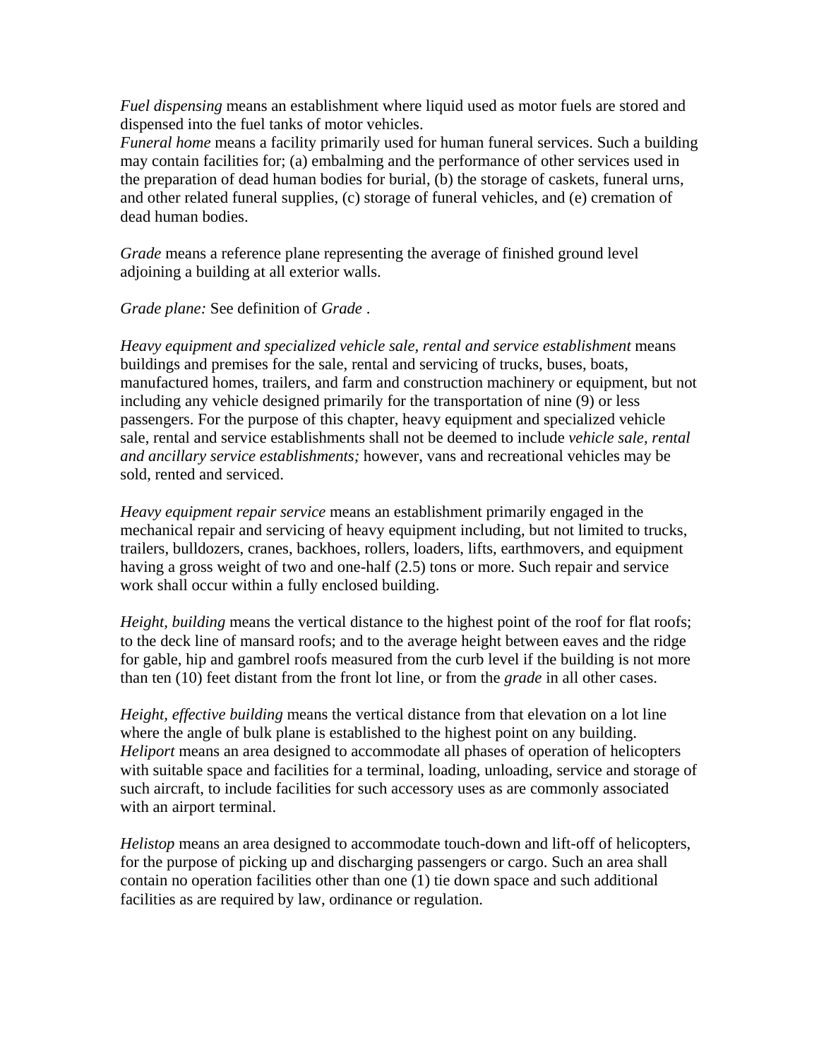*Fuel dispensing* means an establishment where liquid used as motor fuels are stored and dispensed into the fuel tanks of motor vehicles.

*Funeral home* means a facility primarily used for human funeral services. Such a building may contain facilities for; (a) embalming and the performance of other services used in the preparation of dead human bodies for burial, (b) the storage of caskets, funeral urns, and other related funeral supplies, (c) storage of funeral vehicles, and (e) cremation of dead human bodies.

*Grade* means a reference plane representing the average of finished ground level adjoining a building at all exterior walls.

*Grade plane:* See definition of *Grade* .

*Heavy equipment and specialized vehicle sale, rental and service establishment* means buildings and premises for the sale, rental and servicing of trucks, buses, boats, manufactured homes, trailers, and farm and construction machinery or equipment, but not including any vehicle designed primarily for the transportation of nine (9) or less passengers. For the purpose of this chapter, heavy equipment and specialized vehicle sale, rental and service establishments shall not be deemed to include *vehicle sale, rental and ancillary service establishments;* however, vans and recreational vehicles may be sold, rented and serviced.

*Heavy equipment repair service* means an establishment primarily engaged in the mechanical repair and servicing of heavy equipment including, but not limited to trucks, trailers, bulldozers, cranes, backhoes, rollers, loaders, lifts, earthmovers, and equipment having a gross weight of two and one-half (2.5) tons or more. Such repair and service work shall occur within a fully enclosed building.

*Height, building* means the vertical distance to the highest point of the roof for flat roofs; to the deck line of mansard roofs; and to the average height between eaves and the ridge for gable, hip and gambrel roofs measured from the curb level if the building is not more than ten (10) feet distant from the front lot line, or from the *grade* in all other cases.

*Height, effective building* means the vertical distance from that elevation on a lot line where the angle of bulk plane is established to the highest point on any building.

*Heliport* means an area designed to accommodate all phases of operation of helicopters with suitable space and facilities for a terminal, loading, unloading, service and storage of such aircraft, to include facilities for such accessory uses as are commonly associated with an airport terminal.

*Helistop* means an area designed to accommodate touch-down and lift-off of helicopters, for the purpose of picking up and discharging passengers or cargo. Such an area shall contain no operation facilities other than one (1) tie down space and such additional facilities as are required by law, ordinance or regulation.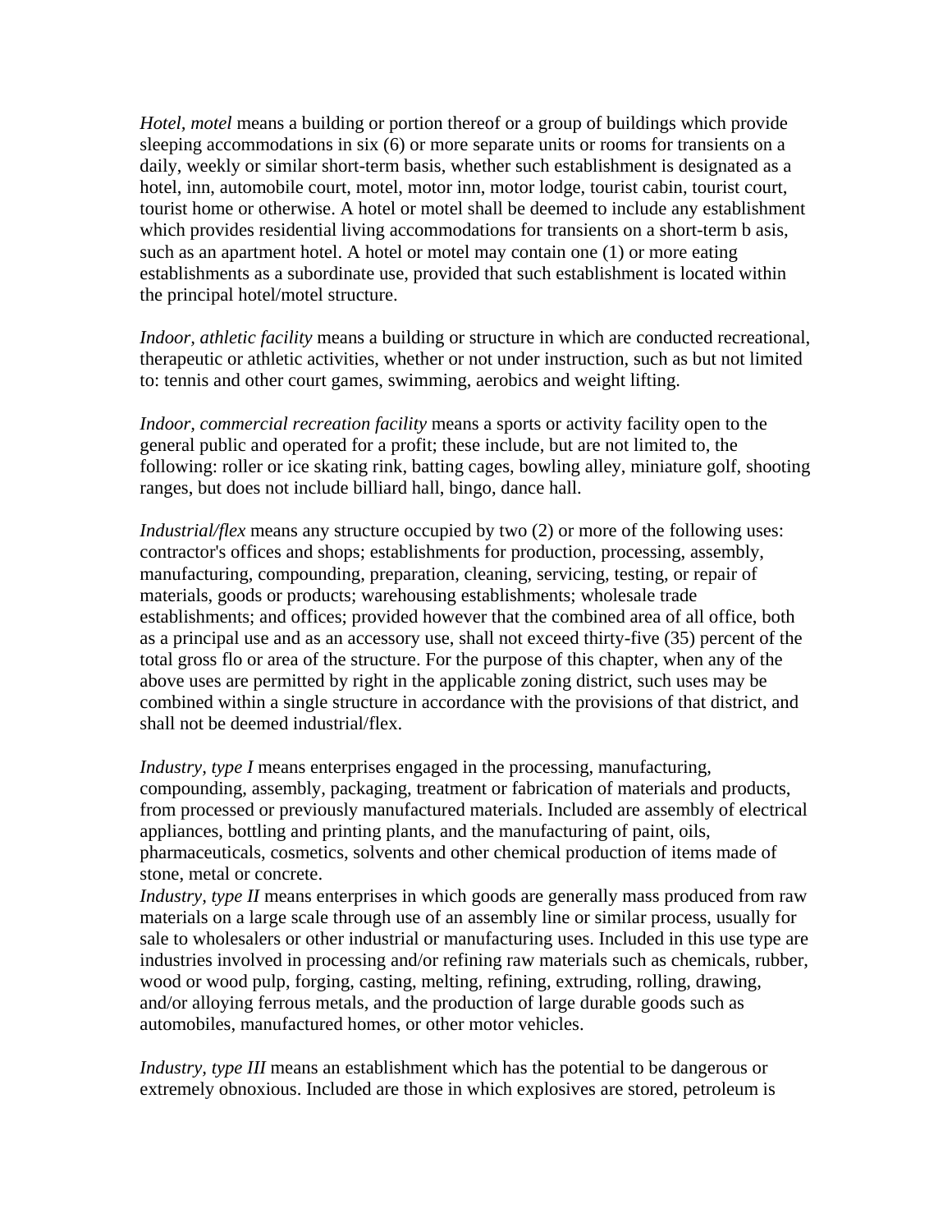*Hotel, motel* means a building or portion thereof or a group of buildings which provide sleeping accommodations in six (6) or more separate units or rooms for transients on a daily, weekly or similar short-term basis, whether such establishment is designated as a hotel, inn, automobile court, motel, motor inn, motor lodge, tourist cabin, tourist court, tourist home or otherwise. A hotel or motel shall be deemed to include any establishment which provides residential living accommodations for transients on a short-term b asis, such as an apartment hotel. A hotel or motel may contain one (1) or more eating establishments as a subordinate use, provided that such establishment is located within the principal hotel/motel structure.

*Indoor, athletic facility* means a building or structure in which are conducted recreational, therapeutic or athletic activities, whether or not under instruction, such as but not limited to: tennis and other court games, swimming, aerobics and weight lifting.

*Indoor, commercial recreation facility* means a sports or activity facility open to the general public and operated for a profit; these include, but are not limited to, the following: roller or ice skating rink, batting cages, bowling alley, miniature golf, shooting ranges, but does not include billiard hall, bingo, dance hall.

*Industrial/flex* means any structure occupied by two (2) or more of the following uses: contractor's offices and shops; establishments for production, processing, assembly, manufacturing, compounding, preparation, cleaning, servicing, testing, or repair of materials, goods or products; warehousing establishments; wholesale trade establishments; and offices; provided however that the combined area of all office, both as a principal use and as an accessory use, shall not exceed thirty-five (35) percent of the total gross flo or area of the structure. For the purpose of this chapter, when any of the above uses are permitted by right in the applicable zoning district, such uses may be combined within a single structure in accordance with the provisions of that district, and shall not be deemed industrial/flex.

*Industry, type I* means enterprises engaged in the processing, manufacturing, compounding, assembly, packaging, treatment or fabrication of materials and products, from processed or previously manufactured materials. Included are assembly of electrical appliances, bottling and printing plants, and the manufacturing of paint, oils, pharmaceuticals, cosmetics, solvents and other chemical production of items made of stone, metal or concrete.

*Industry, type II* means enterprises in which goods are generally mass produced from raw materials on a large scale through use of an assembly line or similar process, usually for sale to wholesalers or other industrial or manufacturing uses. Included in this use type are industries involved in processing and/or refining raw materials such as chemicals, rubber, wood or wood pulp, forging, casting, melting, refining, extruding, rolling, drawing, and/or alloying ferrous metals, and the production of large durable goods such as automobiles, manufactured homes, or other motor vehicles.

*Industry, type III* means an establishment which has the potential to be dangerous or extremely obnoxious. Included are those in which explosives are stored, petroleum is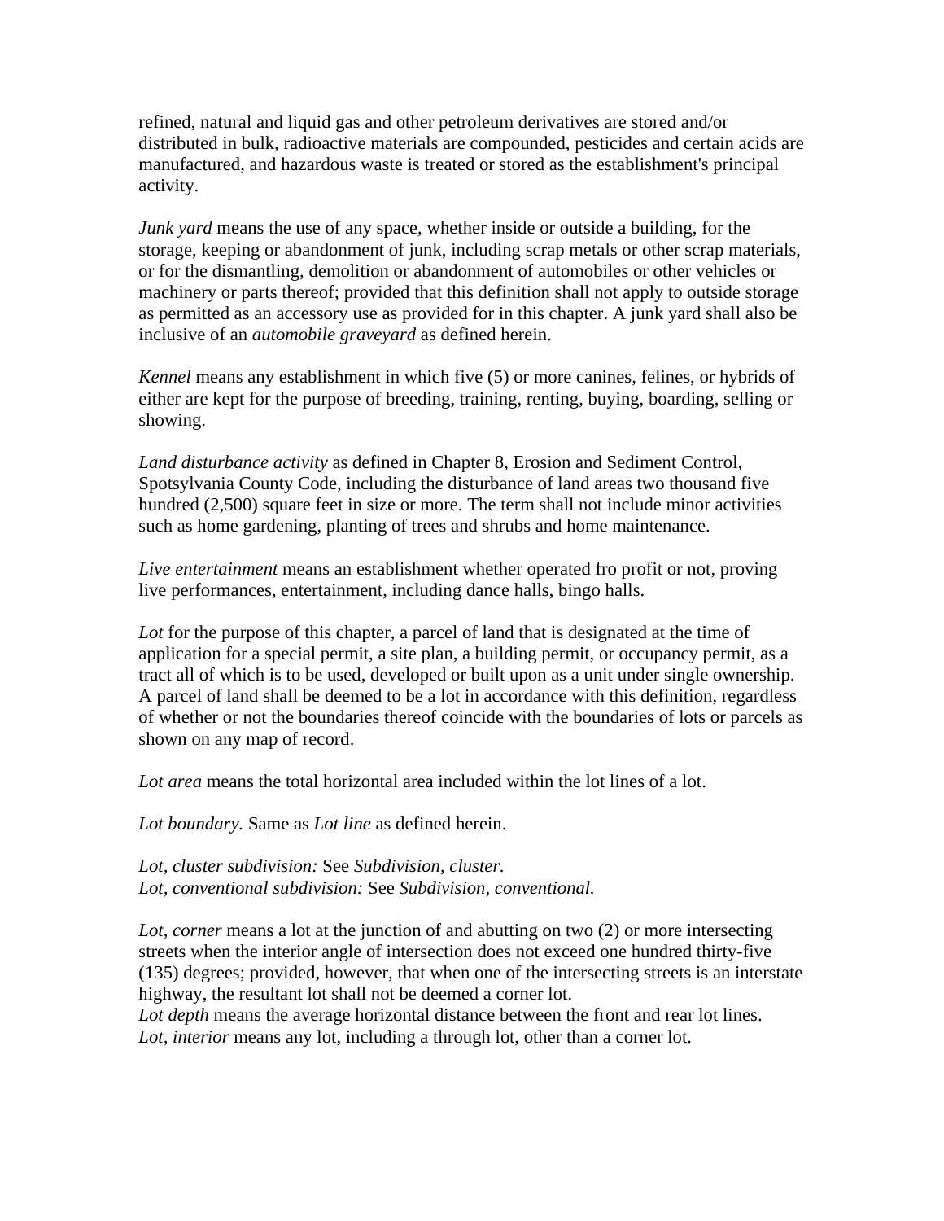refined, natural and liquid gas and other petroleum derivatives are stored and/or distributed in bulk, radioactive materials are compounded, pesticides and certain acids are manufactured, and hazardous waste is treated or stored as the establishment's principal activity.

*Junk yard* means the use of any space, whether inside or outside a building, for the storage, keeping or abandonment of junk, including scrap metals or other scrap materials, or for the dismantling, demolition or abandonment of automobiles or other vehicles or machinery or parts thereof; provided that this definition shall not apply to outside storage as permitted as an accessory use as provided for in this chapter. A junk yard shall also be inclusive of an *automobile graveyard* as defined herein.

*Kennel* means any establishment in which five (5) or more canines, felines, or hybrids of either are kept for the purpose of breeding, training, renting, buying, boarding, selling or showing.

*Land disturbance activity* as defined in Chapter 8, Erosion and Sediment Control, Spotsylvania County Code, including the disturbance of land areas two thousand five hundred (2,500) square feet in size or more. The term shall not include minor activities such as home gardening, planting of trees and shrubs and home maintenance.

*Live entertainment* means an establishment whether operated fro profit or not, proving live performances, entertainment, including dance halls, bingo halls.

*Lot* for the purpose of this chapter, a parcel of land that is designated at the time of application for a special permit, a site plan, a building permit, or occupancy permit, as a tract all of which is to be used, developed or built upon as a unit under single ownership. A parcel of land shall be deemed to be a lot in accordance with this definition, regardless of whether or not the boundaries thereof coincide with the boundaries of lots or parcels as shown on any map of record.

*Lot area* means the total horizontal area included within the lot lines of a lot.

*Lot boundary.* Same as *Lot line* as defined herein.

*Lot, cluster subdivision:* See *Subdivision, cluster.*
*Lot, conventional subdivision:* See *Subdivision, conventional.*

*Lot, corner* means a lot at the junction of and abutting on two (2) or more intersecting streets when the interior angle of intersection does not exceed one hundred thirty-five (135) degrees; provided, however, that when one of the intersecting streets is an interstate highway, the resultant lot shall not be deemed a corner lot.
*Lot depth* means the average horizontal distance between the front and rear lot lines.
*Lot, interior* means any lot, including a through lot, other than a corner lot.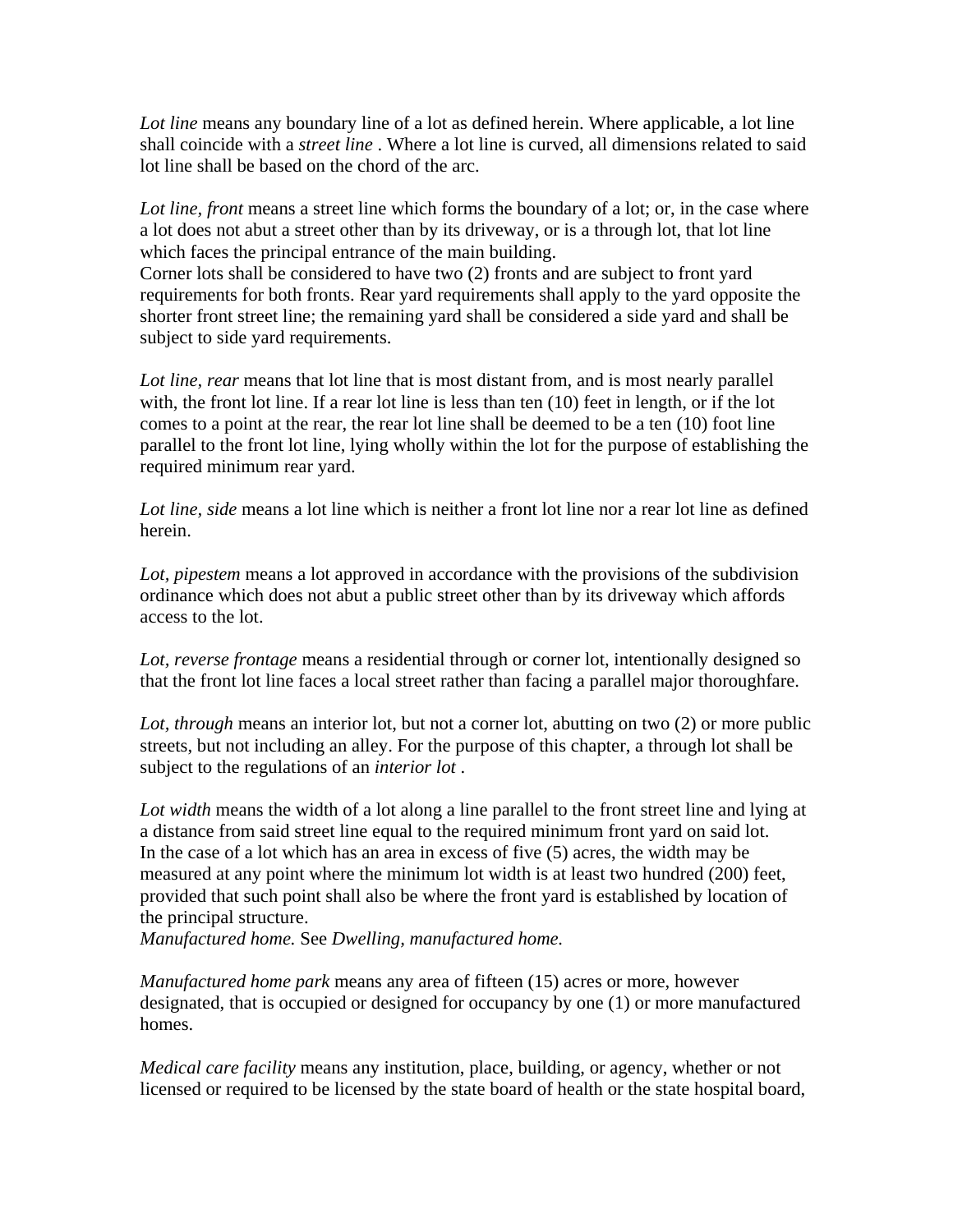*Lot line* means any boundary line of a lot as defined herein. Where applicable, a lot line shall coincide with a *street line* . Where a lot line is curved, all dimensions related to said lot line shall be based on the chord of the arc.

*Lot line, front* means a street line which forms the boundary of a lot; or, in the case where a lot does not abut a street other than by its driveway, or is a through lot, that lot line which faces the principal entrance of the main building.
Corner lots shall be considered to have two (2) fronts and are subject to front yard requirements for both fronts. Rear yard requirements shall apply to the yard opposite the shorter front street line; the remaining yard shall be considered a side yard and shall be subject to side yard requirements.

*Lot line, rear* means that lot line that is most distant from, and is most nearly parallel with, the front lot line. If a rear lot line is less than ten (10) feet in length, or if the lot comes to a point at the rear, the rear lot line shall be deemed to be a ten (10) foot line parallel to the front lot line, lying wholly within the lot for the purpose of establishing the required minimum rear yard.

*Lot line, side* means a lot line which is neither a front lot line nor a rear lot line as defined herein.

*Lot, pipestem* means a lot approved in accordance with the provisions of the subdivision ordinance which does not abut a public street other than by its driveway which affords access to the lot.

*Lot, reverse frontage* means a residential through or corner lot, intentionally designed so that the front lot line faces a local street rather than facing a parallel major thoroughfare.

*Lot, through* means an interior lot, but not a corner lot, abutting on two (2) or more public streets, but not including an alley. For the purpose of this chapter, a through lot shall be subject to the regulations of an *interior lot* .

*Lot width* means the width of a lot along a line parallel to the front street line and lying at a distance from said street line equal to the required minimum front yard on said lot.
In the case of a lot which has an area in excess of five (5) acres, the width may be measured at any point where the minimum lot width is at least two hundred (200) feet, provided that such point shall also be where the front yard is established by location of the principal structure.
*Manufactured home.* See *Dwelling, manufactured home.*

*Manufactured home park* means any area of fifteen (15) acres or more, however designated, that is occupied or designed for occupancy by one (1) or more manufactured homes.

*Medical care facility* means any institution, place, building, or agency, whether or not licensed or required to be licensed by the state board of health or the state hospital board,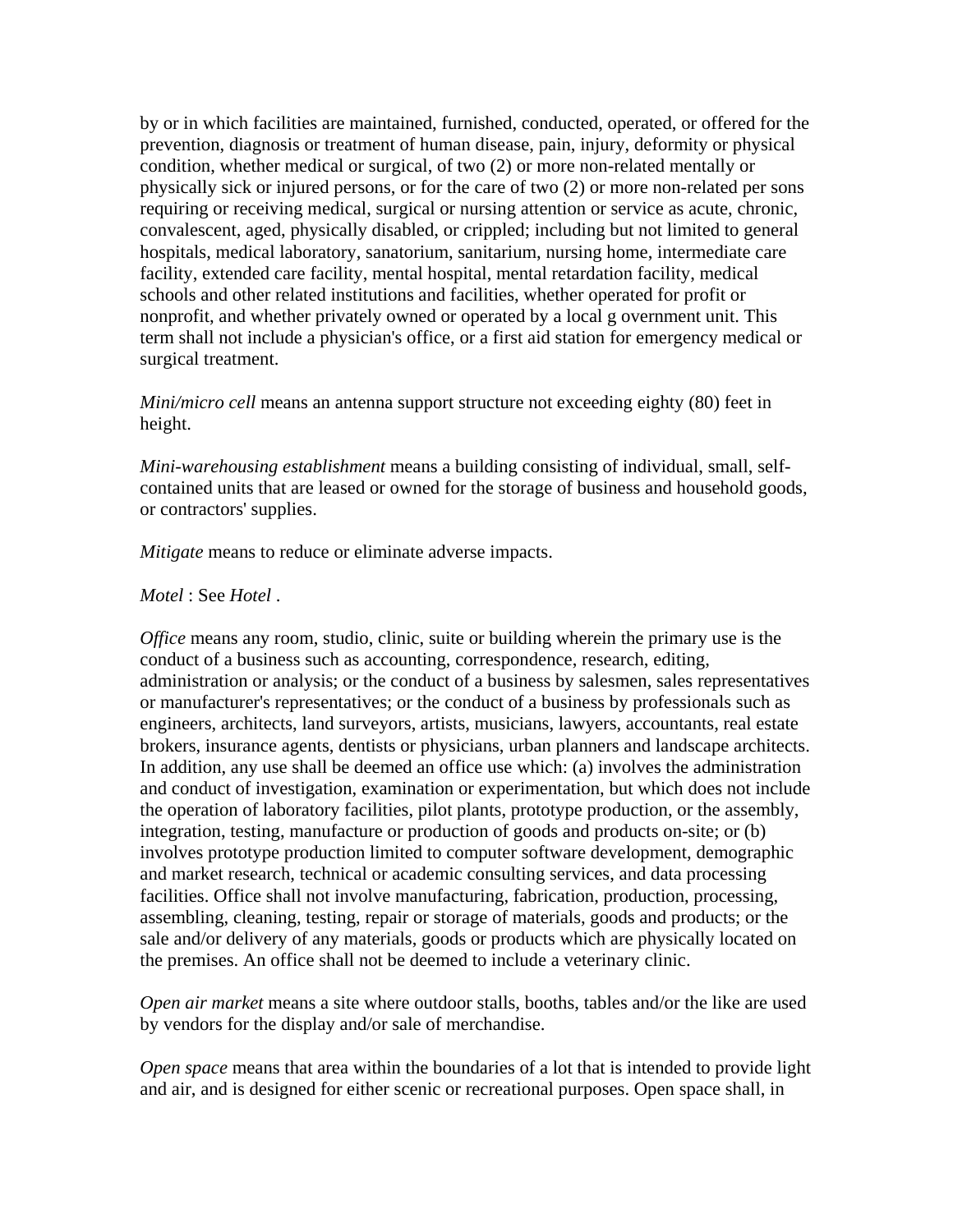by or in which facilities are maintained, furnished, conducted, operated, or offered for the prevention, diagnosis or treatment of human disease, pain, injury, deformity or physical condition, whether medical or surgical, of two (2) or more non-related mentally or physically sick or injured persons, or for the care of two (2) or more non-related per sons requiring or receiving medical, surgical or nursing attention or service as acute, chronic, convalescent, aged, physically disabled, or crippled; including but not limited to general hospitals, medical laboratory, sanatorium, sanitarium, nursing home, intermediate care facility, extended care facility, mental hospital, mental retardation facility, medical schools and other related institutions and facilities, whether operated for profit or nonprofit, and whether privately owned or operated by a local g overnment unit. This term shall not include a physician's office, or a first aid station for emergency medical or surgical treatment.

*Mini/micro cell* means an antenna support structure not exceeding eighty (80) feet in height.

*Mini-warehousing establishment* means a building consisting of individual, small, self-contained units that are leased or owned for the storage of business and household goods, or contractors' supplies.

*Mitigate* means to reduce or eliminate adverse impacts.

*Motel* : See *Hotel* .

*Office* means any room, studio, clinic, suite or building wherein the primary use is the conduct of a business such as accounting, correspondence, research, editing, administration or analysis; or the conduct of a business by salesmen, sales representatives or manufacturer's representatives; or the conduct of a business by professionals such as engineers, architects, land surveyors, artists, musicians, lawyers, accountants, real estate brokers, insurance agents, dentists or physicians, urban planners and landscape architects. In addition, any use shall be deemed an office use which: (a) involves the administration and conduct of investigation, examination or experimentation, but which does not include the operation of laboratory facilities, pilot plants, prototype production, or the assembly, integration, testing, manufacture or production of goods and products on-site; or (b) involves prototype production limited to computer software development, demographic and market research, technical or academic consulting services, and data processing facilities. Office shall not involve manufacturing, fabrication, production, processing, assembling, cleaning, testing, repair or storage of materials, goods and products; or the sale and/or delivery of any materials, goods or products which are physically located on the premises. An office shall not be deemed to include a veterinary clinic.

*Open air market* means a site where outdoor stalls, booths, tables and/or the like are used by vendors for the display and/or sale of merchandise.

*Open space* means that area within the boundaries of a lot that is intended to provide light and air, and is designed for either scenic or recreational purposes. Open space shall, in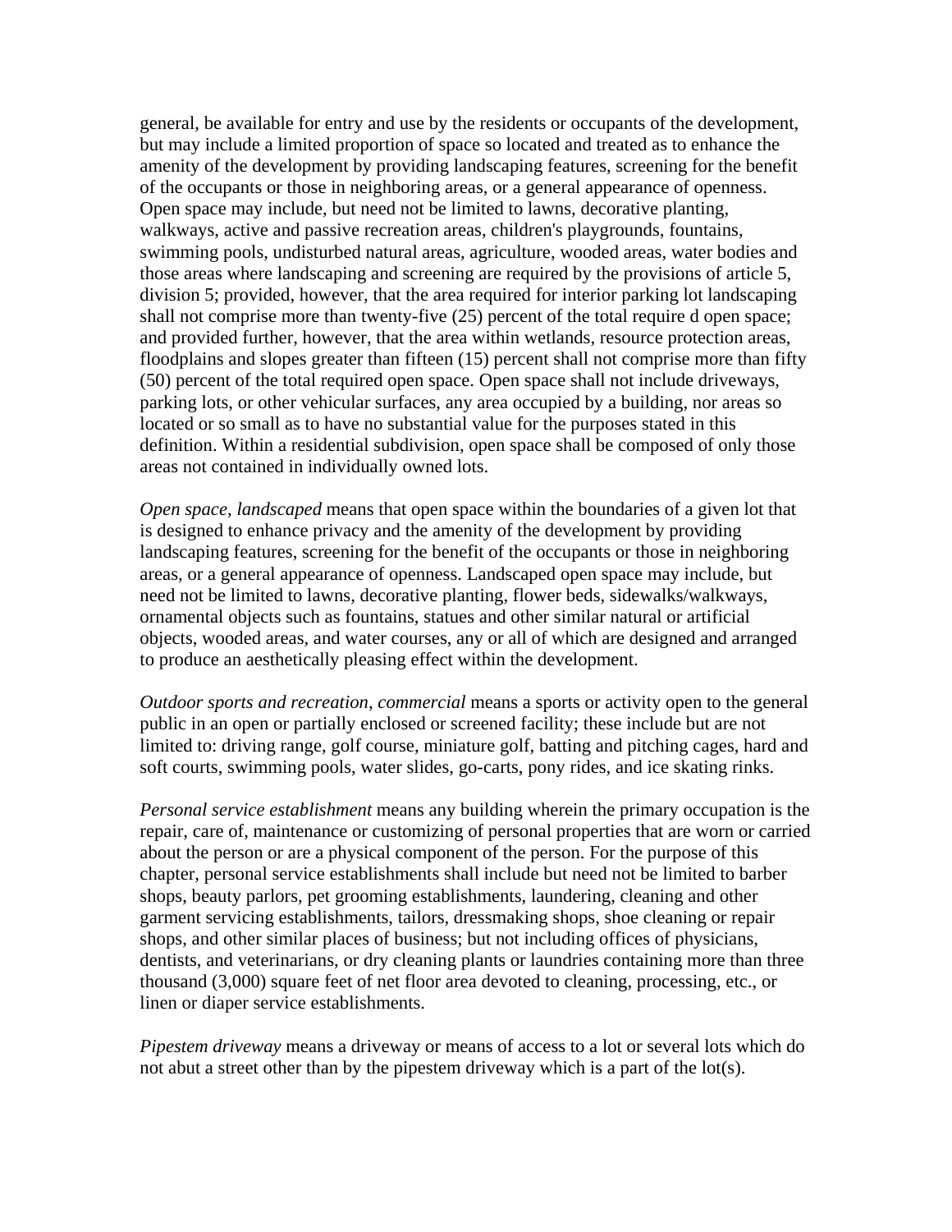general, be available for entry and use by the residents or occupants of the development, but may include a limited proportion of space so located and treated as to enhance the amenity of the development by providing landscaping features, screening for the benefit of the occupants or those in neighboring areas, or a general appearance of openness. Open space may include, but need not be limited to lawns, decorative planting, walkways, active and passive recreation areas, children's playgrounds, fountains, swimming pools, undisturbed natural areas, agriculture, wooded areas, water bodies and those areas where landscaping and screening are required by the provisions of article 5, division 5; provided, however, that the area required for interior parking lot landscaping shall not comprise more than twenty-five (25) percent of the total require d open space; and provided further, however, that the area within wetlands, resource protection areas, floodplains and slopes greater than fifteen (15) percent shall not comprise more than fifty (50) percent of the total required open space. Open space shall not include driveways, parking lots, or other vehicular surfaces, any area occupied by a building, nor areas so located or so small as to have no substantial value for the purposes stated in this definition. Within a residential subdivision, open space shall be composed of only those areas not contained in individually owned lots.

*Open space, landscaped* means that open space within the boundaries of a given lot that is designed to enhance privacy and the amenity of the development by providing landscaping features, screening for the benefit of the occupants or those in neighboring areas, or a general appearance of openness. Landscaped open space may include, but need not be limited to lawns, decorative planting, flower beds, sidewalks/walkways, ornamental objects such as fountains, statues and other similar natural or artificial objects, wooded areas, and water courses, any or all of which are designed and arranged to produce an aesthetically pleasing effect within the development.

*Outdoor sports and recreation, commercial* means a sports or activity open to the general public in an open or partially enclosed or screened facility; these include but are not limited to: driving range, golf course, miniature golf, batting and pitching cages, hard and soft courts, swimming pools, water slides, go-carts, pony rides, and ice skating rinks.

*Personal service establishment* means any building wherein the primary occupation is the repair, care of, maintenance or customizing of personal properties that are worn or carried about the person or are a physical component of the person. For the purpose of this chapter, personal service establishments shall include but need not be limited to barber shops, beauty parlors, pet grooming establishments, laundering, cleaning and other garment servicing establishments, tailors, dressmaking shops, shoe cleaning or repair shops, and other similar places of business; but not including offices of physicians, dentists, and veterinarians, or dry cleaning plants or laundries containing more than three thousand (3,000) square feet of net floor area devoted to cleaning, processing, etc., or linen or diaper service establishments.

*Pipestem driveway* means a driveway or means of access to a lot or several lots which do not abut a street other than by the pipestem driveway which is a part of the lot(s).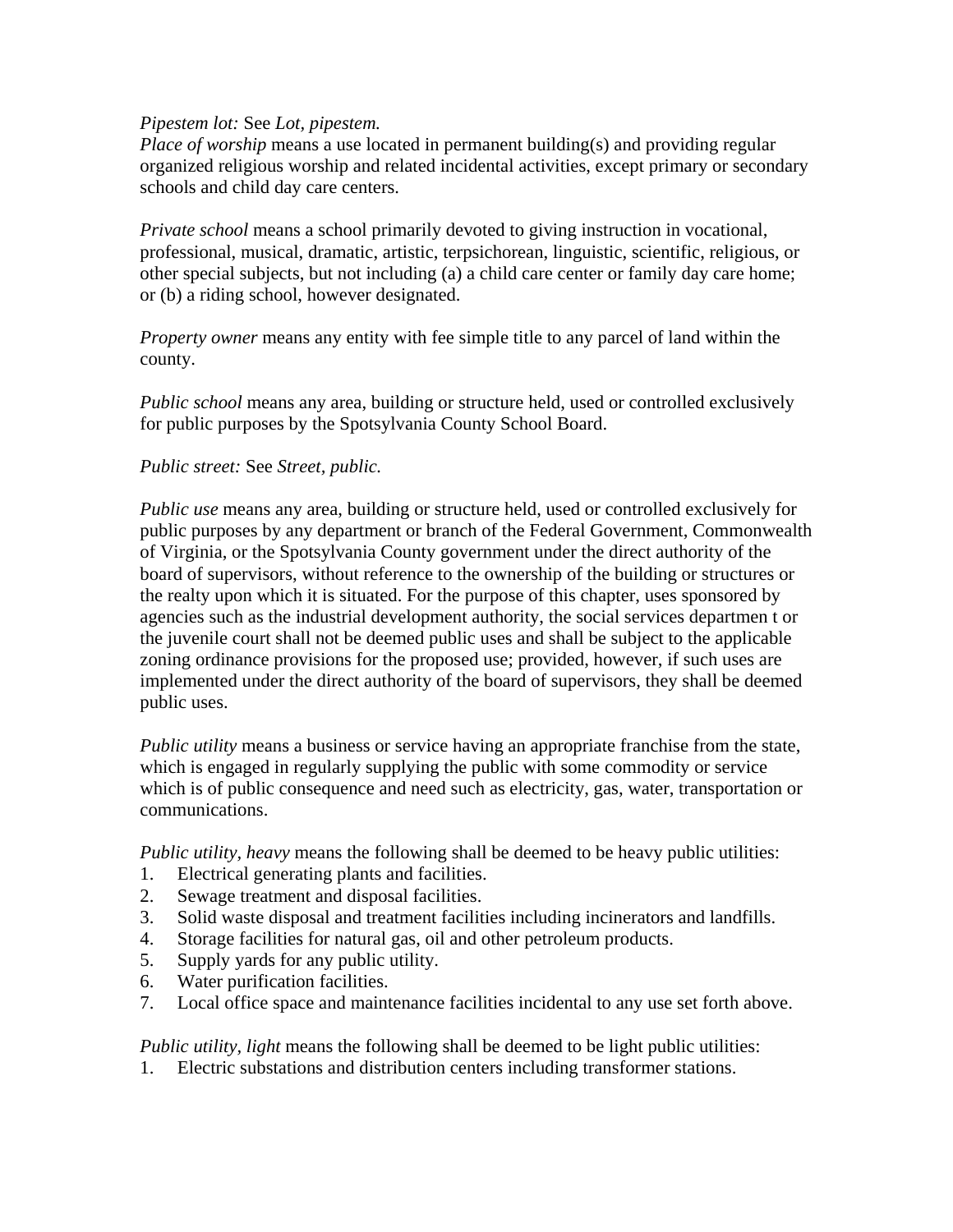*Pipestem lot:* See *Lot, pipestem.*
*Place of worship* means a use located in permanent building(s) and providing regular organized religious worship and related incidental activities, except primary or secondary schools and child day care centers.

*Private school* means a school primarily devoted to giving instruction in vocational, professional, musical, dramatic, artistic, terpsichorean, linguistic, scientific, religious, or other special subjects, but not including (a) a child care center or family day care home; or (b) a riding school, however designated.

*Property owner* means any entity with fee simple title to any parcel of land within the county.

*Public school* means any area, building or structure held, used or controlled exclusively for public purposes by the Spotsylvania County School Board.

*Public street:* See *Street, public.*

*Public use* means any area, building or structure held, used or controlled exclusively for public purposes by any department or branch of the Federal Government, Commonwealth of Virginia, or the Spotsylvania County government under the direct authority of the board of supervisors, without reference to the ownership of the building or structures or the realty upon which it is situated. For the purpose of this chapter, uses sponsored by agencies such as the industrial development authority, the social services departmen t or the juvenile court shall not be deemed public uses and shall be subject to the applicable zoning ordinance provisions for the proposed use; provided, however, if such uses are implemented under the direct authority of the board of supervisors, they shall be deemed public uses.

*Public utility* means a business or service having an appropriate franchise from the state, which is engaged in regularly supplying the public with some commodity or service which is of public consequence and need such as electricity, gas, water, transportation or communications.

*Public utility, heavy* means the following shall be deemed to be heavy public utilities:
1. Electrical generating plants and facilities.
2. Sewage treatment and disposal facilities.
3. Solid waste disposal and treatment facilities including incinerators and landfills.
4. Storage facilities for natural gas, oil and other petroleum products.
5. Supply yards for any public utility.
6. Water purification facilities.
7. Local office space and maintenance facilities incidental to any use set forth above.

*Public utility, light* means the following shall be deemed to be light public utilities:
1. Electric substations and distribution centers including transformer stations.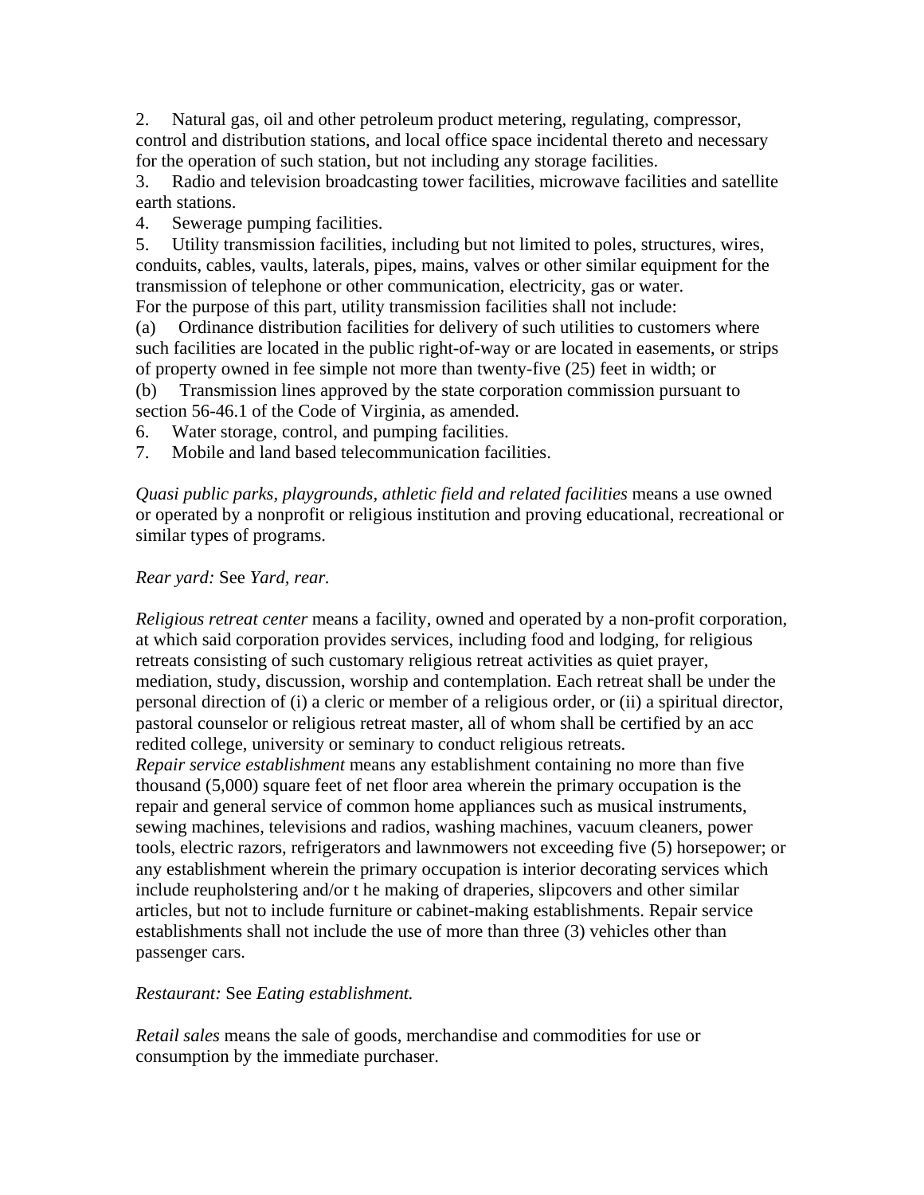2. Natural gas, oil and other petroleum product metering, regulating, compressor, control and distribution stations, and local office space incidental thereto and necessary for the operation of such station, but not including any storage facilities.

3. Radio and television broadcasting tower facilities, microwave facilities and satellite earth stations.

4. Sewerage pumping facilities.

5. Utility transmission facilities, including but not limited to poles, structures, wires, conduits, cables, vaults, laterals, pipes, mains, valves or other similar equipment for the transmission of telephone or other communication, electricity, gas or water.

For the purpose of this part, utility transmission facilities shall not include:

(a) Ordinance distribution facilities for delivery of such utilities to customers where such facilities are located in the public right-of-way or are located in easements, or strips of property owned in fee simple not more than twenty-five (25) feet in width; or

(b) Transmission lines approved by the state corporation commission pursuant to section 56-46.1 of the Code of Virginia, as amended.

6. Water storage, control, and pumping facilities.

7. Mobile and land based telecommunication facilities.

*Quasi public parks, playgrounds, athletic field and related facilities* means a use owned or operated by a nonprofit or religious institution and proving educational, recreational or similar types of programs.

*Rear yard:* See *Yard, rear.*

*Religious retreat center* means a facility, owned and operated by a non-profit corporation, at which said corporation provides services, including food and lodging, for religious retreats consisting of such customary religious retreat activities as quiet prayer, mediation, study, discussion, worship and contemplation. Each retreat shall be under the personal direction of (i) a cleric or member of a religious order, or (ii) a spiritual director, pastoral counselor or religious retreat master, all of whom shall be certified by an acc redited college, university or seminary to conduct religious retreats.

*Repair service establishment* means any establishment containing no more than five thousand (5,000) square feet of net floor area wherein the primary occupation is the repair and general service of common home appliances such as musical instruments, sewing machines, televisions and radios, washing machines, vacuum cleaners, power tools, electric razors, refrigerators and lawnmowers not exceeding five (5) horsepower; or any establishment wherein the primary occupation is interior decorating services which include reupholstering and/or t he making of draperies, slipcovers and other similar articles, but not to include furniture or cabinet-making establishments. Repair service establishments shall not include the use of more than three (3) vehicles other than passenger cars.

*Restaurant:* See *Eating establishment.*

*Retail sales* means the sale of goods, merchandise and commodities for use or consumption by the immediate purchaser.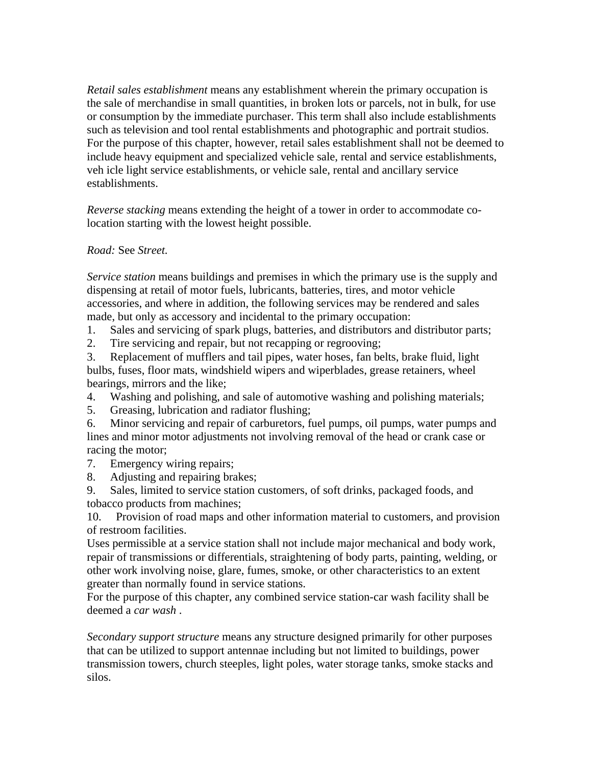*Retail sales establishment* means any establishment wherein the primary occupation is the sale of merchandise in small quantities, in broken lots or parcels, not in bulk, for use or consumption by the immediate purchaser. This term shall also include establishments such as television and tool rental establishments and photographic and portrait studios. For the purpose of this chapter, however, retail sales establishment shall not be deemed to include heavy equipment and specialized vehicle sale, rental and service establishments, veh icle light service establishments, or vehicle sale, rental and ancillary service establishments.

*Reverse stacking* means extending the height of a tower in order to accommodate co-location starting with the lowest height possible.

*Road:* See *Street.*

*Service station* means buildings and premises in which the primary use is the supply and dispensing at retail of motor fuels, lubricants, batteries, tires, and motor vehicle accessories, and where in addition, the following services may be rendered and sales made, but only as accessory and incidental to the primary occupation:

1. Sales and servicing of spark plugs, batteries, and distributors and distributor parts;
2. Tire servicing and repair, but not recapping or regrooving;
3. Replacement of mufflers and tail pipes, water hoses, fan belts, brake fluid, light bulbs, fuses, floor mats, windshield wipers and wiperblades, grease retainers, wheel bearings, mirrors and the like;
4. Washing and polishing, and sale of automotive washing and polishing materials;
5. Greasing, lubrication and radiator flushing;
6. Minor servicing and repair of carburetors, fuel pumps, oil pumps, water pumps and lines and minor motor adjustments not involving removal of the head or crank case or racing the motor;
7. Emergency wiring repairs;
8. Adjusting and repairing brakes;
9. Sales, limited to service station customers, of soft drinks, packaged foods, and tobacco products from machines;
10. Provision of road maps and other information material to customers, and provision of restroom facilities.

Uses permissible at a service station shall not include major mechanical and body work, repair of transmissions or differentials, straightening of body parts, painting, welding, or other work involving noise, glare, fumes, smoke, or other characteristics to an extent greater than normally found in service stations.

For the purpose of this chapter, any combined service station-car wash facility shall be deemed a *car wash* .

*Secondary support structure* means any structure designed primarily for other purposes that can be utilized to support antennae including but not limited to buildings, power transmission towers, church steeples, light poles, water storage tanks, smoke stacks and silos.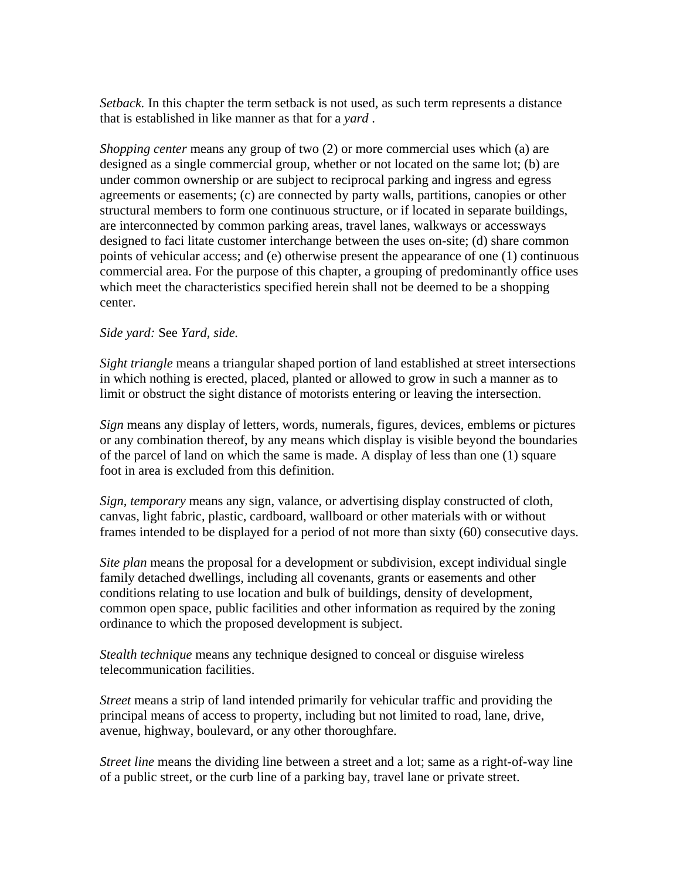*Setback.* In this chapter the term setback is not used, as such term represents a distance that is established in like manner as that for a *yard* .

*Shopping center* means any group of two (2) or more commercial uses which (a) are designed as a single commercial group, whether or not located on the same lot; (b) are under common ownership or are subject to reciprocal parking and ingress and egress agreements or easements; (c) are connected by party walls, partitions, canopies or other structural members to form one continuous structure, or if located in separate buildings, are interconnected by common parking areas, travel lanes, walkways or accessways designed to faci litate customer interchange between the uses on-site; (d) share common points of vehicular access; and (e) otherwise present the appearance of one (1) continuous commercial area. For the purpose of this chapter, a grouping of predominantly office uses which meet the characteristics specified herein shall not be deemed to be a shopping center.

*Side yard:* See *Yard, side.*

*Sight triangle* means a triangular shaped portion of land established at street intersections in which nothing is erected, placed, planted or allowed to grow in such a manner as to limit or obstruct the sight distance of motorists entering or leaving the intersection.

*Sign* means any display of letters, words, numerals, figures, devices, emblems or pictures or any combination thereof, by any means which display is visible beyond the boundaries of the parcel of land on which the same is made. A display of less than one (1) square foot in area is excluded from this definition.

*Sign, temporary* means any sign, valance, or advertising display constructed of cloth, canvas, light fabric, plastic, cardboard, wallboard or other materials with or without frames intended to be displayed for a period of not more than sixty (60) consecutive days.

*Site plan* means the proposal for a development or subdivision, except individual single family detached dwellings, including all covenants, grants or easements and other conditions relating to use location and bulk of buildings, density of development, common open space, public facilities and other information as required by the zoning ordinance to which the proposed development is subject.

*Stealth technique* means any technique designed to conceal or disguise wireless telecommunication facilities.

*Street* means a strip of land intended primarily for vehicular traffic and providing the principal means of access to property, including but not limited to road, lane, drive, avenue, highway, boulevard, or any other thoroughfare.

*Street line* means the dividing line between a street and a lot; same as a right-of-way line of a public street, or the curb line of a parking bay, travel lane or private street.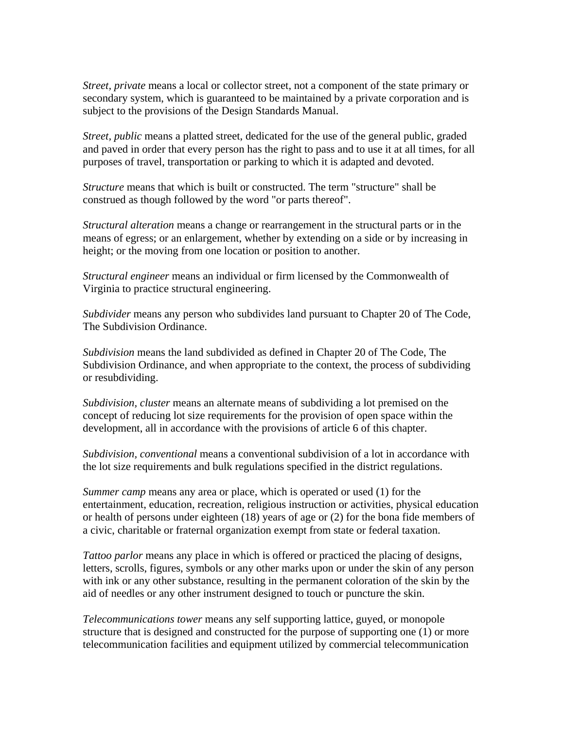*Street, private* means a local or collector street, not a component of the state primary or secondary system, which is guaranteed to be maintained by a private corporation and is subject to the provisions of the Design Standards Manual.

*Street, public* means a platted street, dedicated for the use of the general public, graded and paved in order that every person has the right to pass and to use it at all times, for all purposes of travel, transportation or parking to which it is adapted and devoted.

*Structure* means that which is built or constructed. The term "structure" shall be construed as though followed by the word "or parts thereof".

*Structural alteration* means a change or rearrangement in the structural parts or in the means of egress; or an enlargement, whether by extending on a side or by increasing in height; or the moving from one location or position to another.

*Structural engineer* means an individual or firm licensed by the Commonwealth of Virginia to practice structural engineering.

*Subdivider* means any person who subdivides land pursuant to Chapter 20 of The Code, The Subdivision Ordinance.

*Subdivision* means the land subdivided as defined in Chapter 20 of The Code, The Subdivision Ordinance, and when appropriate to the context, the process of subdividing or resubdividing.

*Subdivision, cluster* means an alternate means of subdividing a lot premised on the concept of reducing lot size requirements for the provision of open space within the development, all in accordance with the provisions of article 6 of this chapter.

*Subdivision, conventional* means a conventional subdivision of a lot in accordance with the lot size requirements and bulk regulations specified in the district regulations.

*Summer camp* means any area or place, which is operated or used (1) for the entertainment, education, recreation, religious instruction or activities, physical education or health of persons under eighteen (18) years of age or (2) for the bona fide members of a civic, charitable or fraternal organization exempt from state or federal taxation.

*Tattoo parlor* means any place in which is offered or practiced the placing of designs, letters, scrolls, figures, symbols or any other marks upon or under the skin of any person with ink or any other substance, resulting in the permanent coloration of the skin by the aid of needles or any other instrument designed to touch or puncture the skin.

*Telecommunications tower* means any self supporting lattice, guyed, or monopole structure that is designed and constructed for the purpose of supporting one (1) or more telecommunication facilities and equipment utilized by commercial telecommunication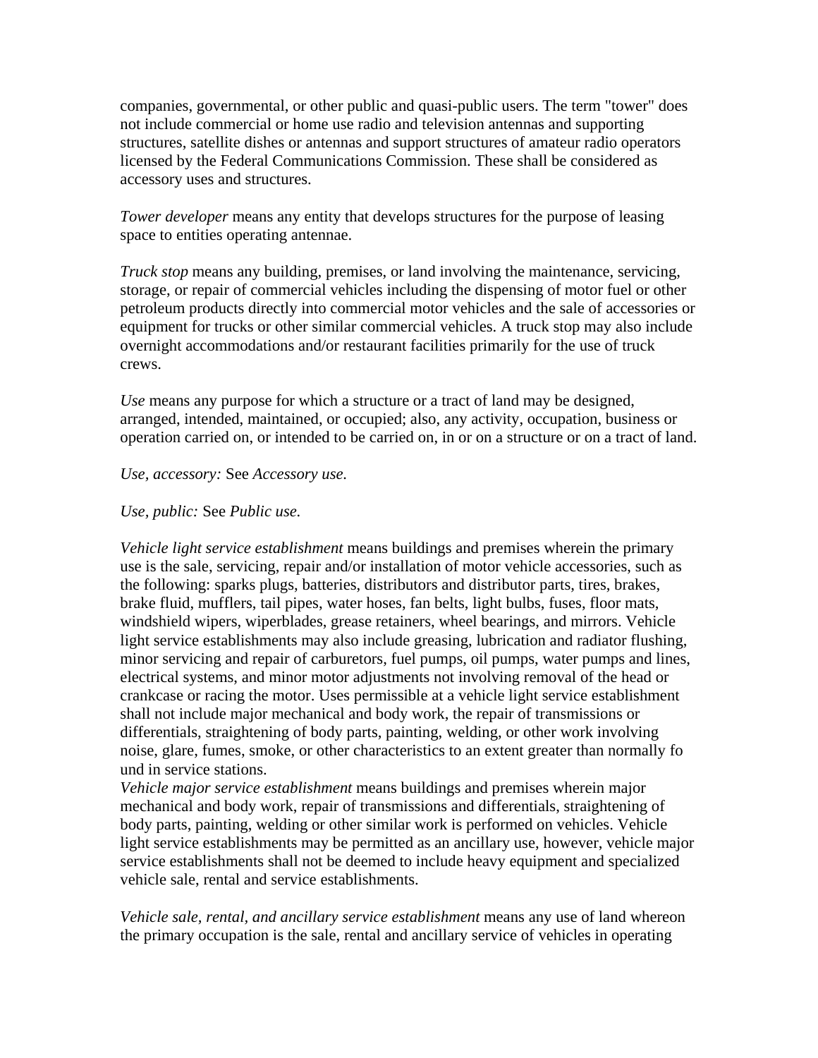companies, governmental, or other public and quasi-public users. The term "tower" does not include commercial or home use radio and television antennas and supporting structures, satellite dishes or antennas and support structures of amateur radio operators licensed by the Federal Communications Commission. These shall be considered as accessory uses and structures.

*Tower developer* means any entity that develops structures for the purpose of leasing space to entities operating antennae.

*Truck stop* means any building, premises, or land involving the maintenance, servicing, storage, or repair of commercial vehicles including the dispensing of motor fuel or other petroleum products directly into commercial motor vehicles and the sale of accessories or equipment for trucks or other similar commercial vehicles. A truck stop may also include overnight accommodations and/or restaurant facilities primarily for the use of truck crews.

*Use* means any purpose for which a structure or a tract of land may be designed, arranged, intended, maintained, or occupied; also, any activity, occupation, business or operation carried on, or intended to be carried on, in or on a structure or on a tract of land.

*Use, accessory:* See *Accessory use.*

*Use, public:* See *Public use.*

*Vehicle light service establishment* means buildings and premises wherein the primary use is the sale, servicing, repair and/or installation of motor vehicle accessories, such as the following: sparks plugs, batteries, distributors and distributor parts, tires, brakes, brake fluid, mufflers, tail pipes, water hoses, fan belts, light bulbs, fuses, floor mats, windshield wipers, wiperblades, grease retainers, wheel bearings, and mirrors. Vehicle light service establishments may also include greasing, lubrication and radiator flushing, minor servicing and repair of carburetors, fuel pumps, oil pumps, water pumps and lines, electrical systems, and minor motor adjustments not involving removal of the head or crankcase or racing the motor. Uses permissible at a vehicle light service establishment shall not include major mechanical and body work, the repair of transmissions or differentials, straightening of body parts, painting, welding, or other work involving noise, glare, fumes, smoke, or other characteristics to an extent greater than normally fo und in service stations.

*Vehicle major service establishment* means buildings and premises wherein major mechanical and body work, repair of transmissions and differentials, straightening of body parts, painting, welding or other similar work is performed on vehicles. Vehicle light service establishments may be permitted as an ancillary use, however, vehicle major service establishments shall not be deemed to include heavy equipment and specialized vehicle sale, rental and service establishments.

*Vehicle sale, rental, and ancillary service establishment* means any use of land whereon the primary occupation is the sale, rental and ancillary service of vehicles in operating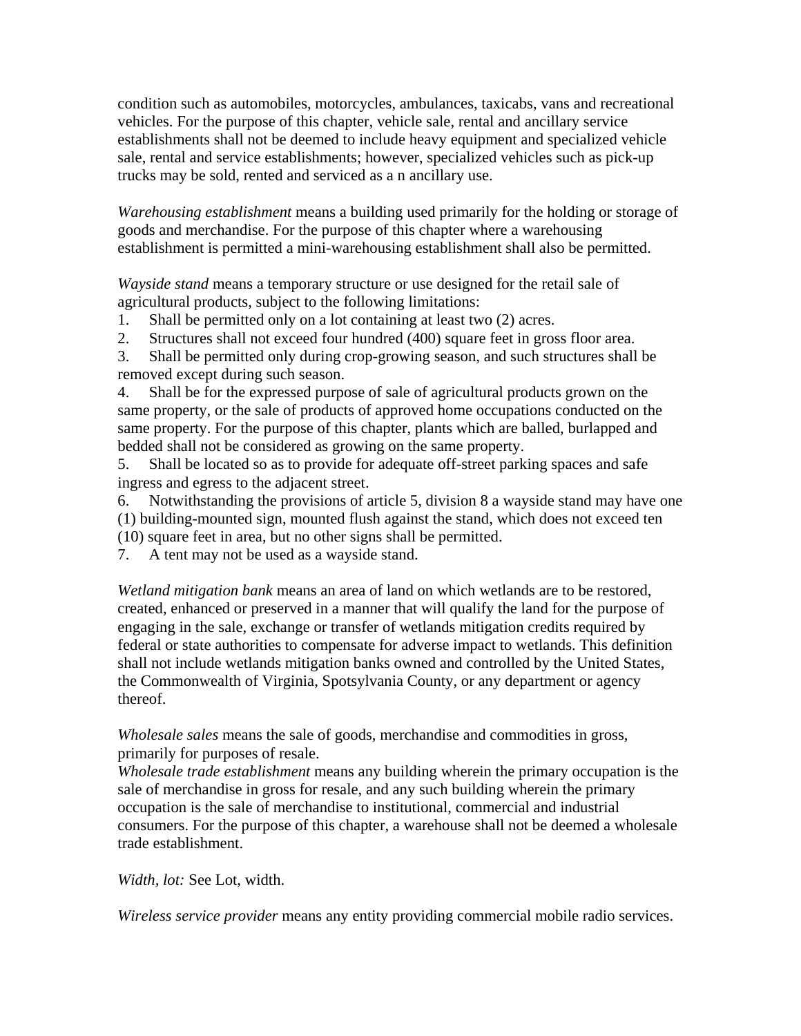condition such as automobiles, motorcycles, ambulances, taxicabs, vans and recreational vehicles. For the purpose of this chapter, vehicle sale, rental and ancillary service establishments shall not be deemed to include heavy equipment and specialized vehicle sale, rental and service establishments; however, specialized vehicles such as pick-up trucks may be sold, rented and serviced as a n ancillary use.

*Warehousing establishment* means a building used primarily for the holding or storage of goods and merchandise. For the purpose of this chapter where a warehousing establishment is permitted a mini-warehousing establishment shall also be permitted.

*Wayside stand* means a temporary structure or use designed for the retail sale of agricultural products, subject to the following limitations:

1. Shall be permitted only on a lot containing at least two (2) acres.
2. Structures shall not exceed four hundred (400) square feet in gross floor area.
3. Shall be permitted only during crop-growing season, and such structures shall be removed except during such season.
4. Shall be for the expressed purpose of sale of agricultural products grown on the same property, or the sale of products of approved home occupations conducted on the same property. For the purpose of this chapter, plants which are balled, burlapped and bedded shall not be considered as growing on the same property.
5. Shall be located so as to provide for adequate off-street parking spaces and safe ingress and egress to the adjacent street.
6. Notwithstanding the provisions of article 5, division 8 a wayside stand may have one (1) building-mounted sign, mounted flush against the stand, which does not exceed ten (10) square feet in area, but no other signs shall be permitted.
7. A tent may not be used as a wayside stand.

*Wetland mitigation bank* means an area of land on which wetlands are to be restored, created, enhanced or preserved in a manner that will qualify the land for the purpose of engaging in the sale, exchange or transfer of wetlands mitigation credits required by federal or state authorities to compensate for adverse impact to wetlands. This definition shall not include wetlands mitigation banks owned and controlled by the United States, the Commonwealth of Virginia, Spotsylvania County, or any department or agency thereof.

*Wholesale sales* means the sale of goods, merchandise and commodities in gross, primarily for purposes of resale.
*Wholesale trade establishment* means any building wherein the primary occupation is the sale of merchandise in gross for resale, and any such building wherein the primary occupation is the sale of merchandise to institutional, commercial and industrial consumers. For the purpose of this chapter, a warehouse shall not be deemed a wholesale trade establishment.

*Width, lot:* See Lot, width.

*Wireless service provider* means any entity providing commercial mobile radio services.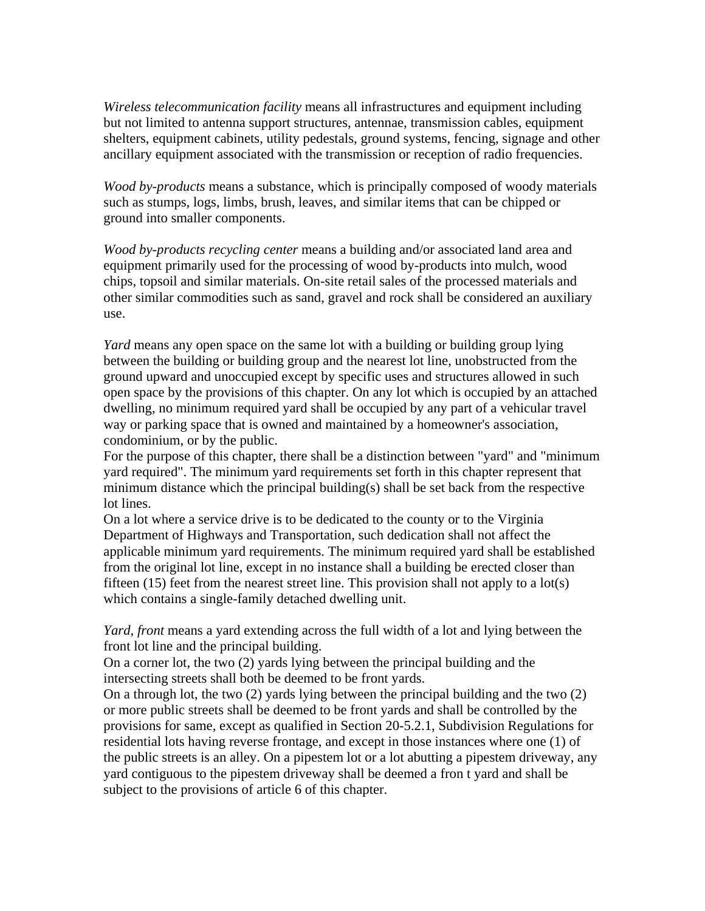*Wireless telecommunication facility* means all infrastructures and equipment including but not limited to antenna support structures, antennae, transmission cables, equipment shelters, equipment cabinets, utility pedestals, ground systems, fencing, signage and other ancillary equipment associated with the transmission or reception of radio frequencies.

*Wood by-products* means a substance, which is principally composed of woody materials such as stumps, logs, limbs, brush, leaves, and similar items that can be chipped or ground into smaller components.

*Wood by-products recycling center* means a building and/or associated land area and equipment primarily used for the processing of wood by-products into mulch, wood chips, topsoil and similar materials. On-site retail sales of the processed materials and other similar commodities such as sand, gravel and rock shall be considered an auxiliary use.

*Yard* means any open space on the same lot with a building or building group lying between the building or building group and the nearest lot line, unobstructed from the ground upward and unoccupied except by specific uses and structures allowed in such open space by the provisions of this chapter. On any lot which is occupied by an attached dwelling, no minimum required yard shall be occupied by any part of a vehicular travel way or parking space that is owned and maintained by a homeowner's association, condominium, or by the public.

For the purpose of this chapter, there shall be a distinction between "yard" and "minimum yard required". The minimum yard requirements set forth in this chapter represent that minimum distance which the principal building(s) shall be set back from the respective lot lines.

On a lot where a service drive is to be dedicated to the county or to the Virginia Department of Highways and Transportation, such dedication shall not affect the applicable minimum yard requirements. The minimum required yard shall be established from the original lot line, except in no instance shall a building be erected closer than fifteen (15) feet from the nearest street line. This provision shall not apply to a lot(s) which contains a single-family detached dwelling unit.

*Yard, front* means a yard extending across the full width of a lot and lying between the front lot line and the principal building.

On a corner lot, the two (2) yards lying between the principal building and the intersecting streets shall both be deemed to be front yards.

On a through lot, the two (2) yards lying between the principal building and the two (2) or more public streets shall be deemed to be front yards and shall be controlled by the provisions for same, except as qualified in Section 20-5.2.1, Subdivision Regulations for residential lots having reverse frontage, and except in those instances where one (1) of the public streets is an alley. On a pipestem lot or a lot abutting a pipestem driveway, any yard contiguous to the pipestem driveway shall be deemed a fron t yard and shall be subject to the provisions of article 6 of this chapter.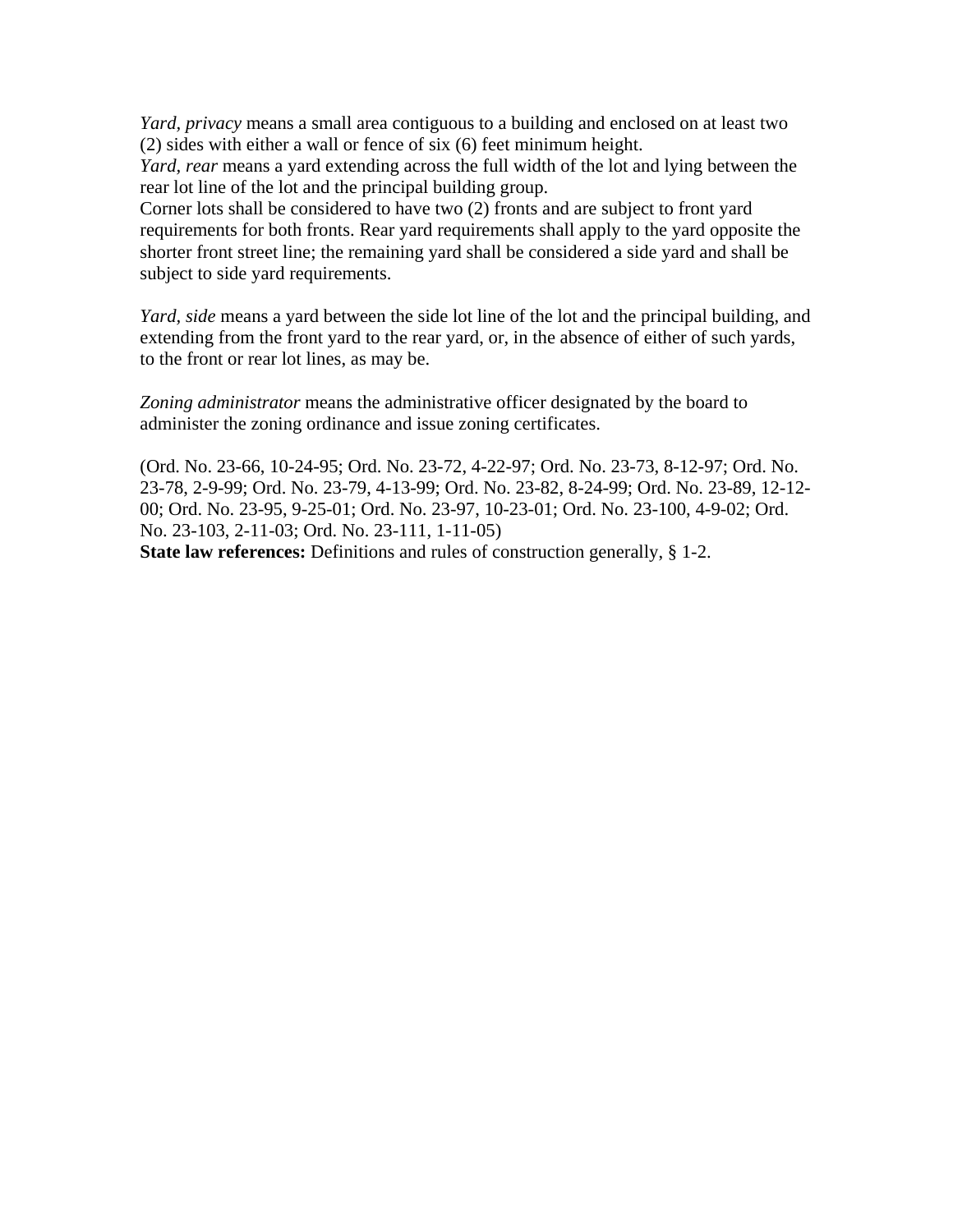*Yard, privacy* means a small area contiguous to a building and enclosed on at least two (2) sides with either a wall or fence of six (6) feet minimum height.
*Yard, rear* means a yard extending across the full width of the lot and lying between the rear lot line of the lot and the principal building group.
Corner lots shall be considered to have two (2) fronts and are subject to front yard requirements for both fronts. Rear yard requirements shall apply to the yard opposite the shorter front street line; the remaining yard shall be considered a side yard and shall be subject to side yard requirements.

*Yard, side* means a yard between the side lot line of the lot and the principal building, and extending from the front yard to the rear yard, or, in the absence of either of such yards, to the front or rear lot lines, as may be.

*Zoning administrator* means the administrative officer designated by the board to administer the zoning ordinance and issue zoning certificates.

(Ord. No. 23-66, 10-24-95; Ord. No. 23-72, 4-22-97; Ord. No. 23-73, 8-12-97; Ord. No. 23-78, 2-9-99; Ord. No. 23-79, 4-13-99; Ord. No. 23-82, 8-24-99; Ord. No. 23-89, 12-12-00; Ord. No. 23-95, 9-25-01; Ord. No. 23-97, 10-23-01; Ord. No. 23-100, 4-9-02; Ord. No. 23-103, 2-11-03; Ord. No. 23-111, 1-11-05)
**State law references:** Definitions and rules of construction generally, § 1-2.